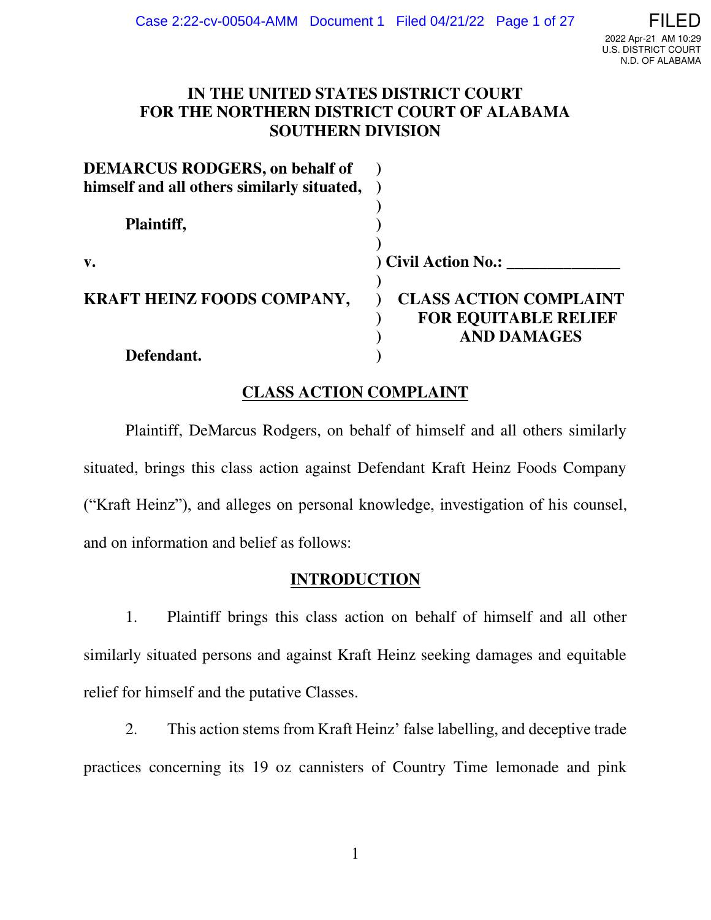FILED
2022 Apr-21 AM 10:29
U.S. DISTRICT COURT
N.D. OF ALABAMA

**IN THE UNITED STATES DISTRICT COURT**
**FOR THE NORTHERN DISTRICT COURT OF ALABAMA**
**SOUTHERN DIVISION**

| | | |
|---|---|---|
| **DEMARCUS RODGERS, on behalf of himself and all others similarly situated,** | ) | |
| **Plaintiff,** | ) | |
| **v.** | ) | **Civil Action No.: \_\_\_\_\_\_\_\_\_\_\_\_\_\_** |
| **KRAFT HEINZ FOODS COMPANY,** | ) | **CLASS ACTION COMPLAINT FOR EQUITABLE RELIEF AND DAMAGES** |
| **Defendant.** | ) | |

## CLASS ACTION COMPLAINT

Plaintiff, DeMarcus Rodgers, on behalf of himself and all others similarly situated, brings this class action against Defendant Kraft Heinz Foods Company ("Kraft Heinz"), and alleges on personal knowledge, investigation of his counsel, and on information and belief as follows:

## INTRODUCTION

1. Plaintiff brings this class action on behalf of himself and all other similarly situated persons and against Kraft Heinz seeking damages and equitable relief for himself and the putative Classes.

2. This action stems from Kraft Heinz' false labelling, and deceptive trade practices concerning its 19 oz cannisters of Country Time lemonade and pink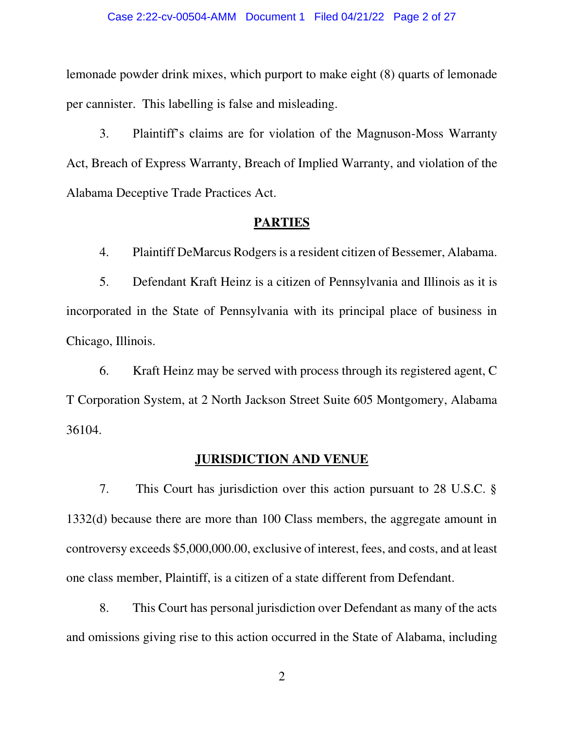lemonade powder drink mixes, which purport to make eight (8) quarts of lemonade per cannister. This labelling is false and misleading.

3. Plaintiff's claims are for violation of the Magnuson-Moss Warranty Act, Breach of Express Warranty, Breach of Implied Warranty, and violation of the Alabama Deceptive Trade Practices Act.

## PARTIES

4. Plaintiff DeMarcus Rodgers is a resident citizen of Bessemer, Alabama.

5. Defendant Kraft Heinz is a citizen of Pennsylvania and Illinois as it is incorporated in the State of Pennsylvania with its principal place of business in Chicago, Illinois.

6. Kraft Heinz may be served with process through its registered agent, C T Corporation System, at 2 North Jackson Street Suite 605 Montgomery, Alabama 36104.

## JURISDICTION AND VENUE

7. This Court has jurisdiction over this action pursuant to 28 U.S.C. § 1332(d) because there are more than 100 Class members, the aggregate amount in controversy exceeds $5,000,000.00, exclusive of interest, fees, and costs, and at least one class member, Plaintiff, is a citizen of a state different from Defendant.

8. This Court has personal jurisdiction over Defendant as many of the acts and omissions giving rise to this action occurred in the State of Alabama, including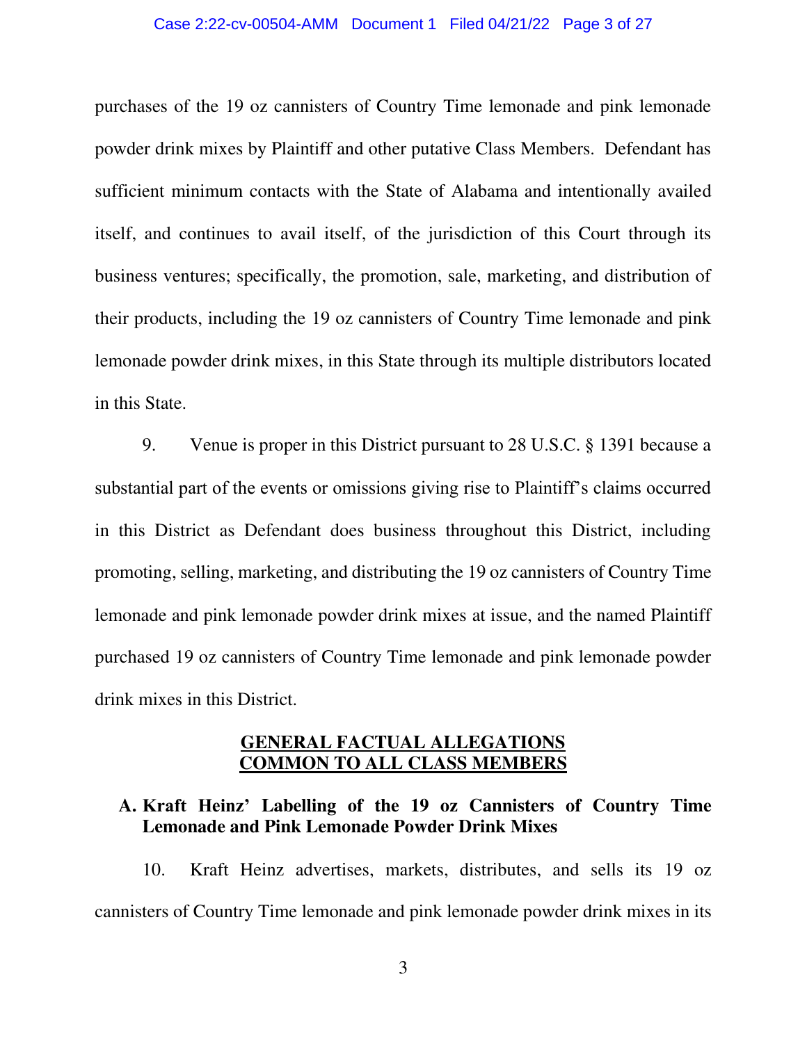purchases of the 19 oz cannisters of Country Time lemonade and pink lemonade powder drink mixes by Plaintiff and other putative Class Members. Defendant has sufficient minimum contacts with the State of Alabama and intentionally availed itself, and continues to avail itself, of the jurisdiction of this Court through its business ventures; specifically, the promotion, sale, marketing, and distribution of their products, including the 19 oz cannisters of Country Time lemonade and pink lemonade powder drink mixes, in this State through its multiple distributors located in this State.

9. Venue is proper in this District pursuant to 28 U.S.C. § 1391 because a substantial part of the events or omissions giving rise to Plaintiff's claims occurred in this District as Defendant does business throughout this District, including promoting, selling, marketing, and distributing the 19 oz cannisters of Country Time lemonade and pink lemonade powder drink mixes at issue, and the named Plaintiff purchased 19 oz cannisters of Country Time lemonade and pink lemonade powder drink mixes in this District.

## GENERAL FACTUAL ALLEGATIONS COMMON TO ALL CLASS MEMBERS

### A. Kraft Heinz' Labelling of the 19 oz Cannisters of Country Time Lemonade and Pink Lemonade Powder Drink Mixes

10. Kraft Heinz advertises, markets, distributes, and sells its 19 oz cannisters of Country Time lemonade and pink lemonade powder drink mixes in its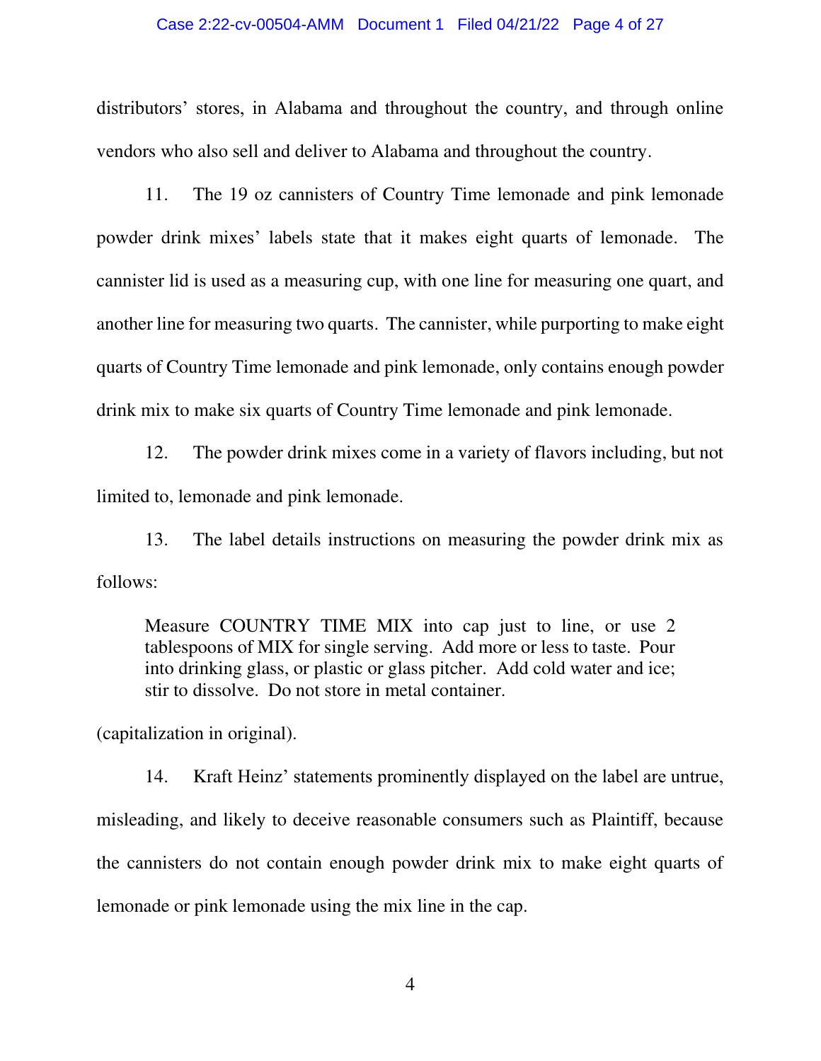distributors' stores, in Alabama and throughout the country, and through online vendors who also sell and deliver to Alabama and throughout the country.

11. The 19 oz cannisters of Country Time lemonade and pink lemonade powder drink mixes' labels state that it makes eight quarts of lemonade. The cannister lid is used as a measuring cup, with one line for measuring one quart, and another line for measuring two quarts. The cannister, while purporting to make eight quarts of Country Time lemonade and pink lemonade, only contains enough powder drink mix to make six quarts of Country Time lemonade and pink lemonade.

12. The powder drink mixes come in a variety of flavors including, but not limited to, lemonade and pink lemonade.

13. The label details instructions on measuring the powder drink mix as follows:

> Measure COUNTRY TIME MIX into cap just to line, or use 2 tablespoons of MIX for single serving. Add more or less to taste. Pour into drinking glass, or plastic or glass pitcher. Add cold water and ice; stir to dissolve. Do not store in metal container.

(capitalization in original).

14. Kraft Heinz' statements prominently displayed on the label are untrue, misleading, and likely to deceive reasonable consumers such as Plaintiff, because the cannisters do not contain enough powder drink mix to make eight quarts of lemonade or pink lemonade using the mix line in the cap.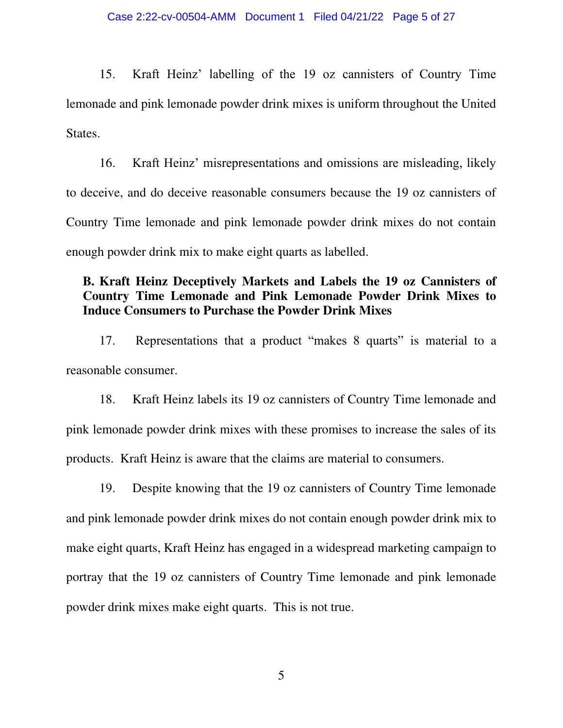15. Kraft Heinz' labelling of the 19 oz cannisters of Country Time lemonade and pink lemonade powder drink mixes is uniform throughout the United States.

16. Kraft Heinz' misrepresentations and omissions are misleading, likely to deceive, and do deceive reasonable consumers because the 19 oz cannisters of Country Time lemonade and pink lemonade powder drink mixes do not contain enough powder drink mix to make eight quarts as labelled.

### B. Kraft Heinz Deceptively Markets and Labels the 19 oz Cannisters of Country Time Lemonade and Pink Lemonade Powder Drink Mixes to Induce Consumers to Purchase the Powder Drink Mixes

17. Representations that a product "makes 8 quarts" is material to a reasonable consumer.

18. Kraft Heinz labels its 19 oz cannisters of Country Time lemonade and pink lemonade powder drink mixes with these promises to increase the sales of its products. Kraft Heinz is aware that the claims are material to consumers.

19. Despite knowing that the 19 oz cannisters of Country Time lemonade and pink lemonade powder drink mixes do not contain enough powder drink mix to make eight quarts, Kraft Heinz has engaged in a widespread marketing campaign to portray that the 19 oz cannisters of Country Time lemonade and pink lemonade powder drink mixes make eight quarts. This is not true.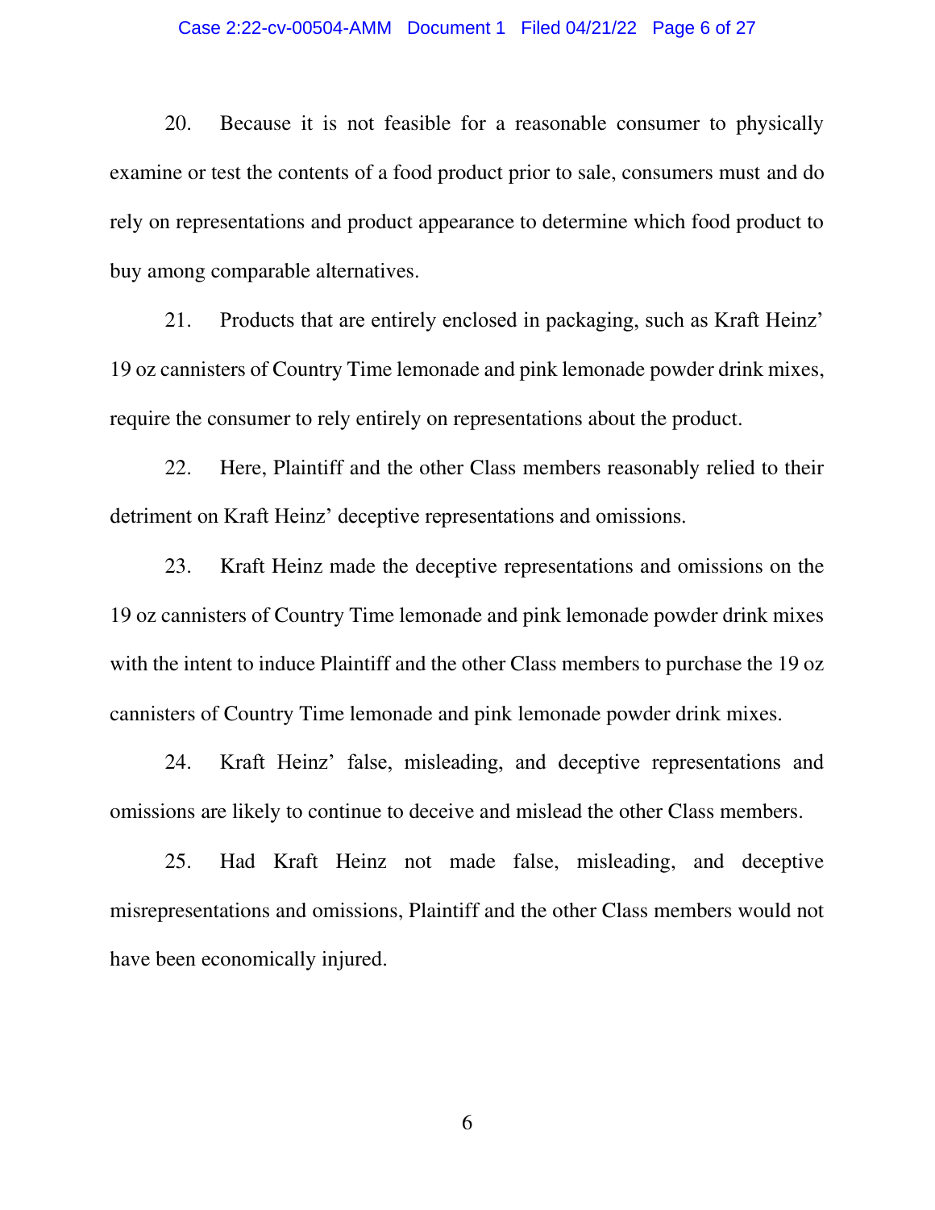20. Because it is not feasible for a reasonable consumer to physically examine or test the contents of a food product prior to sale, consumers must and do rely on representations and product appearance to determine which food product to buy among comparable alternatives.

21. Products that are entirely enclosed in packaging, such as Kraft Heinz' 19 oz cannisters of Country Time lemonade and pink lemonade powder drink mixes, require the consumer to rely entirely on representations about the product.

22. Here, Plaintiff and the other Class members reasonably relied to their detriment on Kraft Heinz' deceptive representations and omissions.

23. Kraft Heinz made the deceptive representations and omissions on the 19 oz cannisters of Country Time lemonade and pink lemonade powder drink mixes with the intent to induce Plaintiff and the other Class members to purchase the 19 oz cannisters of Country Time lemonade and pink lemonade powder drink mixes.

24. Kraft Heinz' false, misleading, and deceptive representations and omissions are likely to continue to deceive and mislead the other Class members.

25. Had Kraft Heinz not made false, misleading, and deceptive misrepresentations and omissions, Plaintiff and the other Class members would not have been economically injured.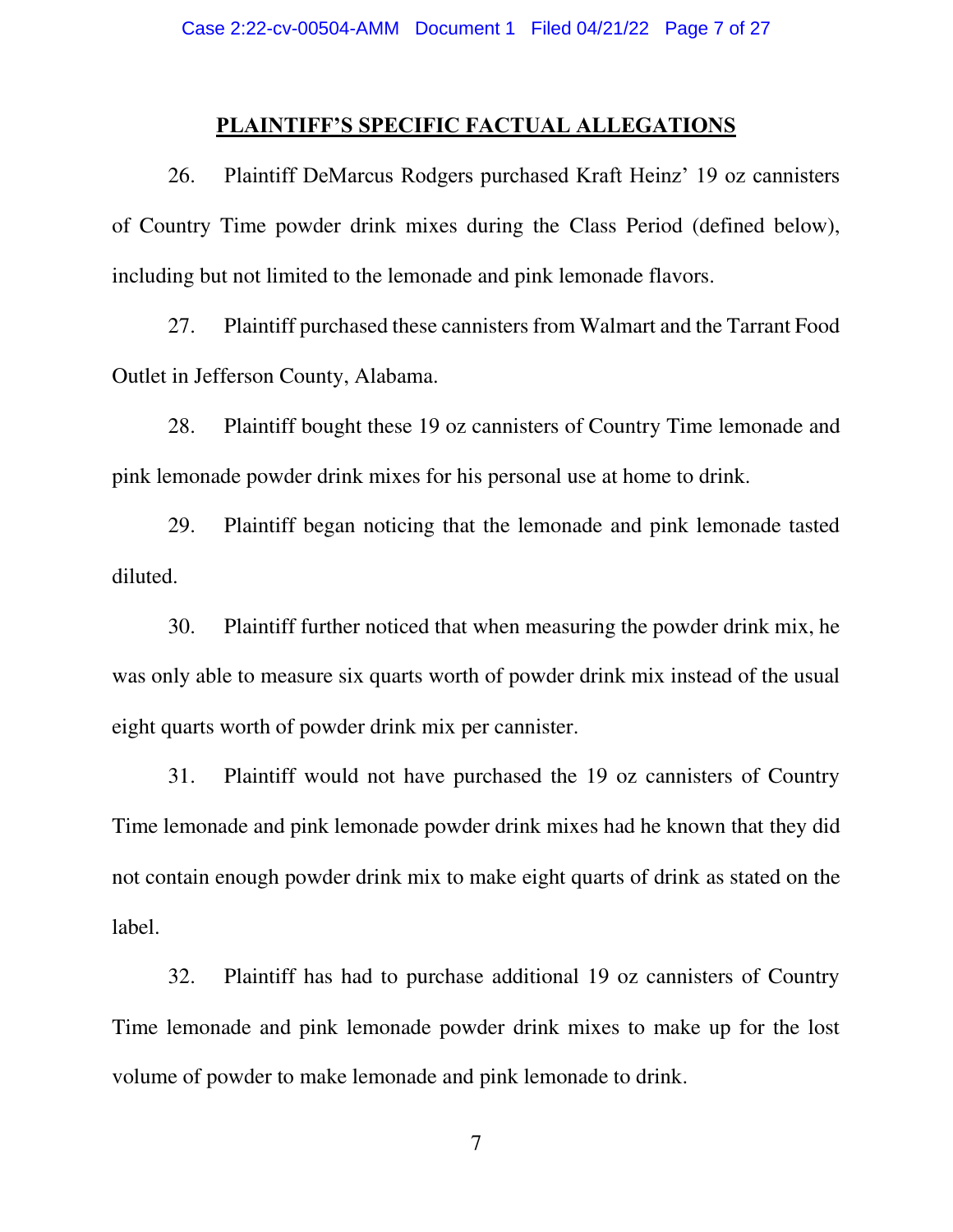## PLAINTIFF'S SPECIFIC FACTUAL ALLEGATIONS

26. Plaintiff DeMarcus Rodgers purchased Kraft Heinz' 19 oz cannisters of Country Time powder drink mixes during the Class Period (defined below), including but not limited to the lemonade and pink lemonade flavors.

27. Plaintiff purchased these cannisters from Walmart and the Tarrant Food Outlet in Jefferson County, Alabama.

28. Plaintiff bought these 19 oz cannisters of Country Time lemonade and pink lemonade powder drink mixes for his personal use at home to drink.

29. Plaintiff began noticing that the lemonade and pink lemonade tasted diluted.

30. Plaintiff further noticed that when measuring the powder drink mix, he was only able to measure six quarts worth of powder drink mix instead of the usual eight quarts worth of powder drink mix per cannister.

31. Plaintiff would not have purchased the 19 oz cannisters of Country Time lemonade and pink lemonade powder drink mixes had he known that they did not contain enough powder drink mix to make eight quarts of drink as stated on the label.

32. Plaintiff has had to purchase additional 19 oz cannisters of Country Time lemonade and pink lemonade powder drink mixes to make up for the lost volume of powder to make lemonade and pink lemonade to drink.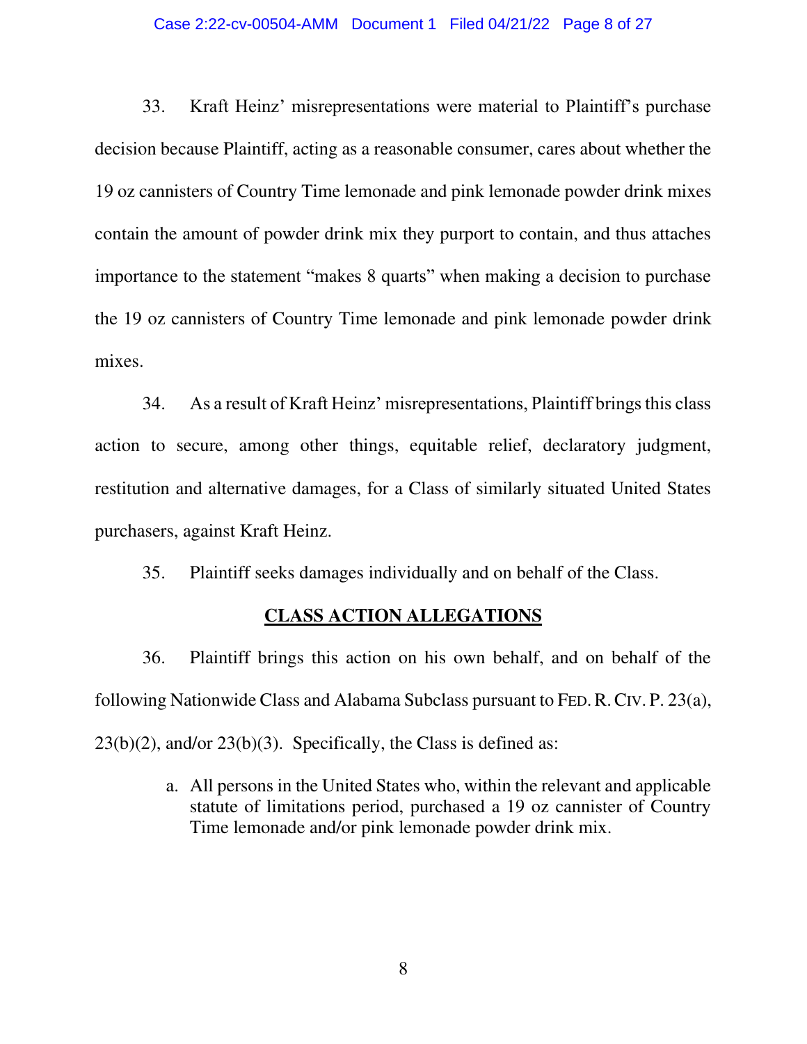33. Kraft Heinz' misrepresentations were material to Plaintiff's purchase decision because Plaintiff, acting as a reasonable consumer, cares about whether the 19 oz cannisters of Country Time lemonade and pink lemonade powder drink mixes contain the amount of powder drink mix they purport to contain, and thus attaches importance to the statement "makes 8 quarts" when making a decision to purchase the 19 oz cannisters of Country Time lemonade and pink lemonade powder drink mixes.

34. As a result of Kraft Heinz' misrepresentations, Plaintiff brings this class action to secure, among other things, equitable relief, declaratory judgment, restitution and alternative damages, for a Class of similarly situated United States purchasers, against Kraft Heinz.

35. Plaintiff seeks damages individually and on behalf of the Class.

## CLASS ACTION ALLEGATIONS

36. Plaintiff brings this action on his own behalf, and on behalf of the following Nationwide Class and Alabama Subclass pursuant to FED. R. CIV. P. 23(a), 23(b)(2), and/or 23(b)(3). Specifically, the Class is defined as:

> a. All persons in the United States who, within the relevant and applicable statute of limitations period, purchased a 19 oz cannister of Country Time lemonade and/or pink lemonade powder drink mix.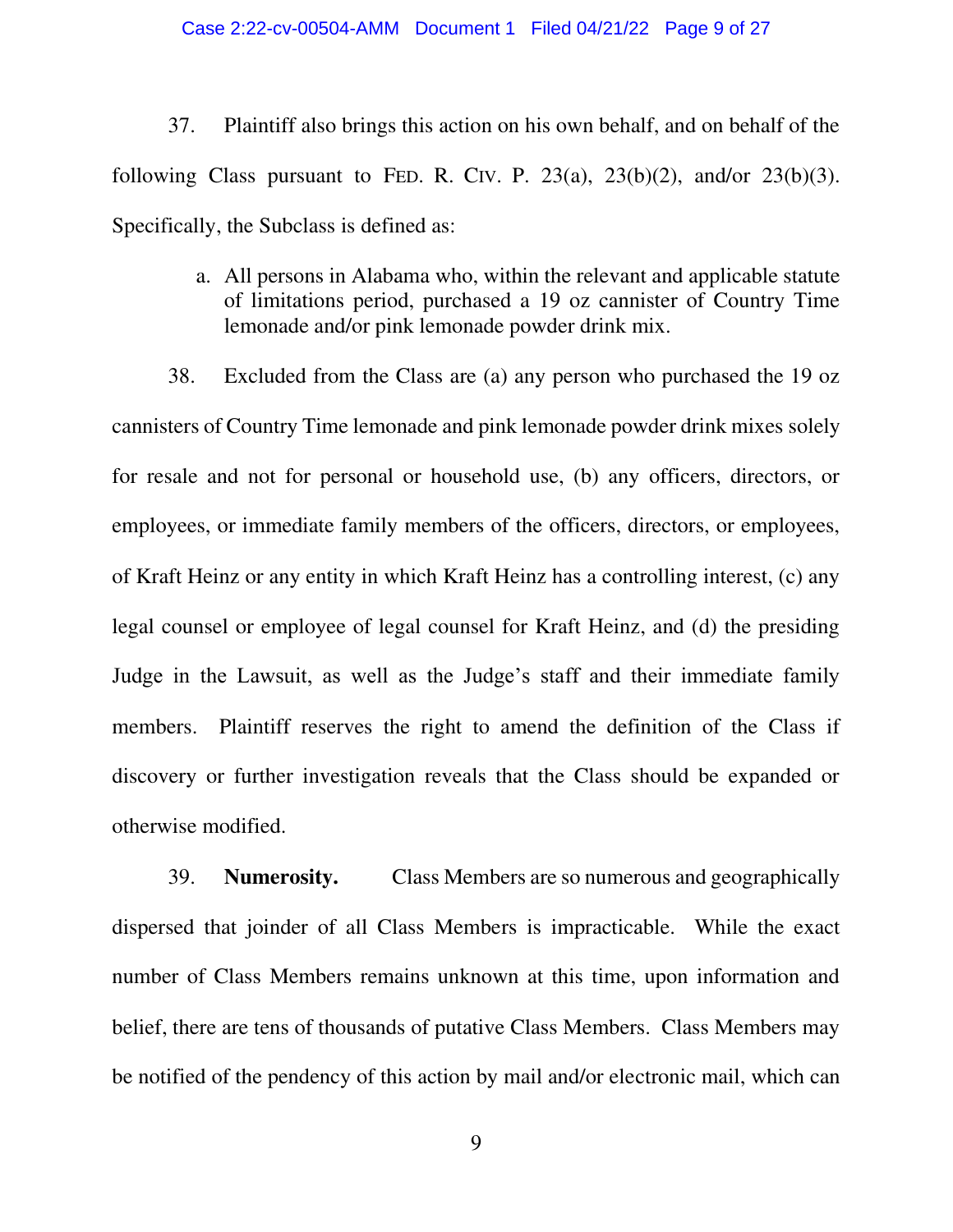37. Plaintiff also brings this action on his own behalf, and on behalf of the following Class pursuant to FED. R. CIV. P. 23(a), 23(b)(2), and/or 23(b)(3). Specifically, the Subclass is defined as:

> a. All persons in Alabama who, within the relevant and applicable statute of limitations period, purchased a 19 oz cannister of Country Time lemonade and/or pink lemonade powder drink mix.

38. Excluded from the Class are (a) any person who purchased the 19 oz cannisters of Country Time lemonade and pink lemonade powder drink mixes solely for resale and not for personal or household use, (b) any officers, directors, or employees, or immediate family members of the officers, directors, or employees, of Kraft Heinz or any entity in which Kraft Heinz has a controlling interest, (c) any legal counsel or employee of legal counsel for Kraft Heinz, and (d) the presiding Judge in the Lawsuit, as well as the Judge's staff and their immediate family members. Plaintiff reserves the right to amend the definition of the Class if discovery or further investigation reveals that the Class should be expanded or otherwise modified.

39. **Numerosity.** Class Members are so numerous and geographically dispersed that joinder of all Class Members is impracticable. While the exact number of Class Members remains unknown at this time, upon information and belief, there are tens of thousands of putative Class Members. Class Members may be notified of the pendency of this action by mail and/or electronic mail, which can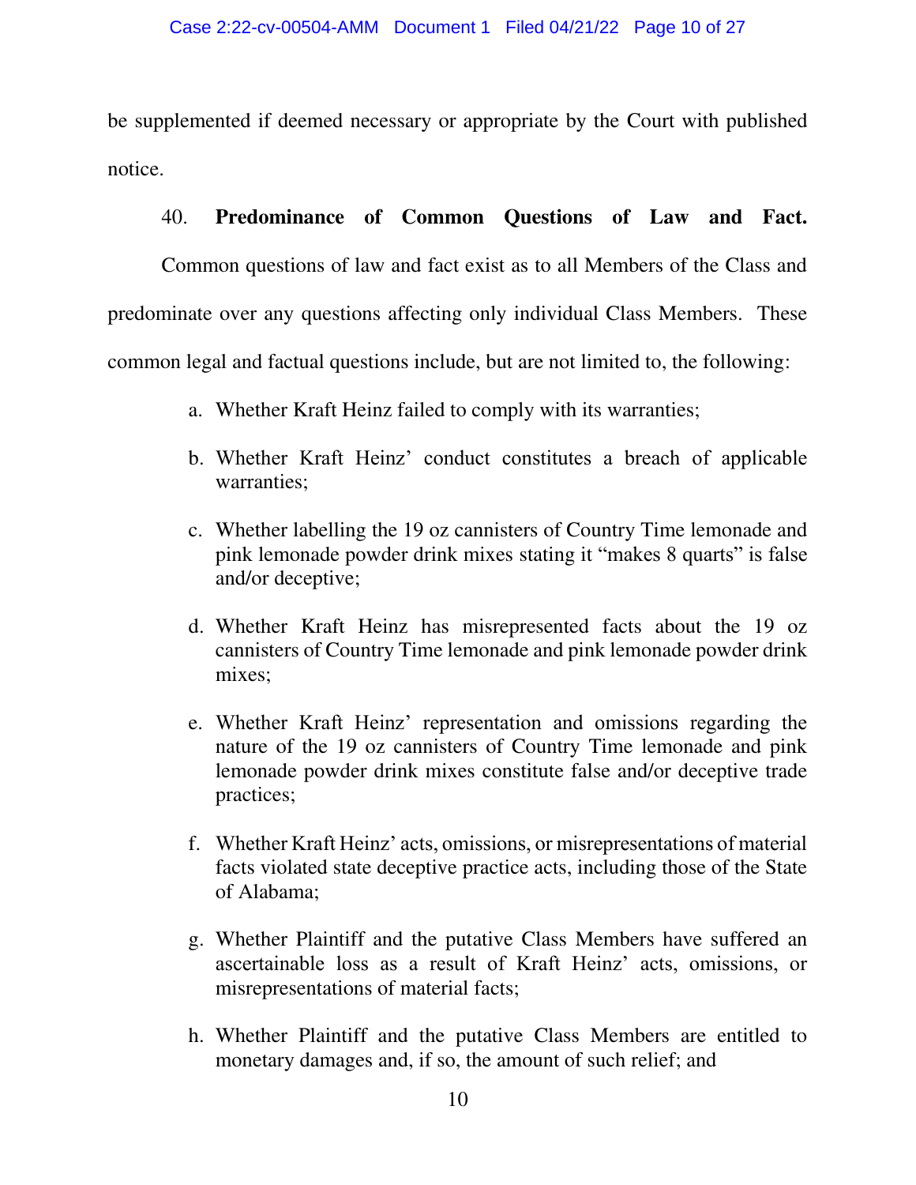be supplemented if deemed necessary or appropriate by the Court with published notice.

40. **Predominance of Common Questions of Law and Fact.** Common questions of law and fact exist as to all Members of the Class and predominate over any questions affecting only individual Class Members. These common legal and factual questions include, but are not limited to, the following:

a. Whether Kraft Heinz failed to comply with its warranties;

b. Whether Kraft Heinz' conduct constitutes a breach of applicable warranties;

c. Whether labelling the 19 oz cannisters of Country Time lemonade and pink lemonade powder drink mixes stating it "makes 8 quarts" is false and/or deceptive;

d. Whether Kraft Heinz has misrepresented facts about the 19 oz cannisters of Country Time lemonade and pink lemonade powder drink mixes;

e. Whether Kraft Heinz' representation and omissions regarding the nature of the 19 oz cannisters of Country Time lemonade and pink lemonade powder drink mixes constitute false and/or deceptive trade practices;

f. Whether Kraft Heinz' acts, omissions, or misrepresentations of material facts violated state deceptive practice acts, including those of the State of Alabama;

g. Whether Plaintiff and the putative Class Members have suffered an ascertainable loss as a result of Kraft Heinz' acts, omissions, or misrepresentations of material facts;

h. Whether Plaintiff and the putative Class Members are entitled to monetary damages and, if so, the amount of such relief; and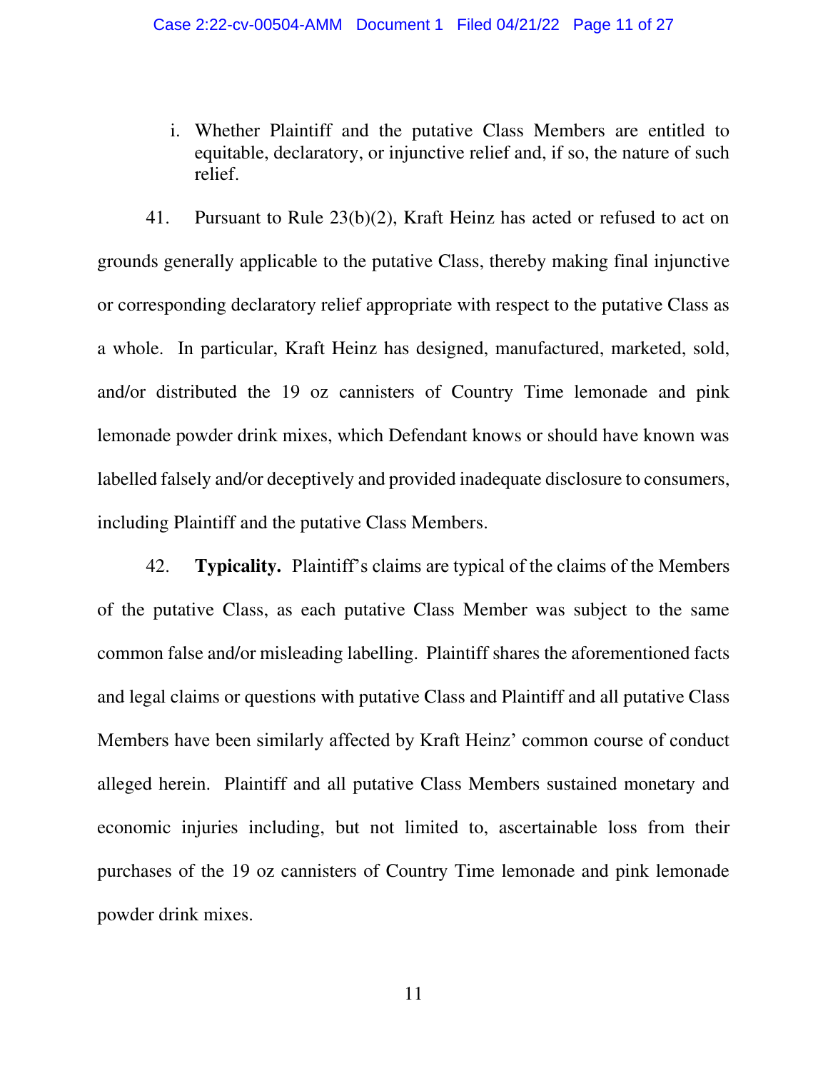i. Whether Plaintiff and the putative Class Members are entitled to equitable, declaratory, or injunctive relief and, if so, the nature of such relief.

41. Pursuant to Rule 23(b)(2), Kraft Heinz has acted or refused to act on grounds generally applicable to the putative Class, thereby making final injunctive or corresponding declaratory relief appropriate with respect to the putative Class as a whole. In particular, Kraft Heinz has designed, manufactured, marketed, sold, and/or distributed the 19 oz cannisters of Country Time lemonade and pink lemonade powder drink mixes, which Defendant knows or should have known was labelled falsely and/or deceptively and provided inadequate disclosure to consumers, including Plaintiff and the putative Class Members.

42. **Typicality.** Plaintiff's claims are typical of the claims of the Members of the putative Class, as each putative Class Member was subject to the same common false and/or misleading labelling. Plaintiff shares the aforementioned facts and legal claims or questions with putative Class and Plaintiff and all putative Class Members have been similarly affected by Kraft Heinz' common course of conduct alleged herein. Plaintiff and all putative Class Members sustained monetary and economic injuries including, but not limited to, ascertainable loss from their purchases of the 19 oz cannisters of Country Time lemonade and pink lemonade powder drink mixes.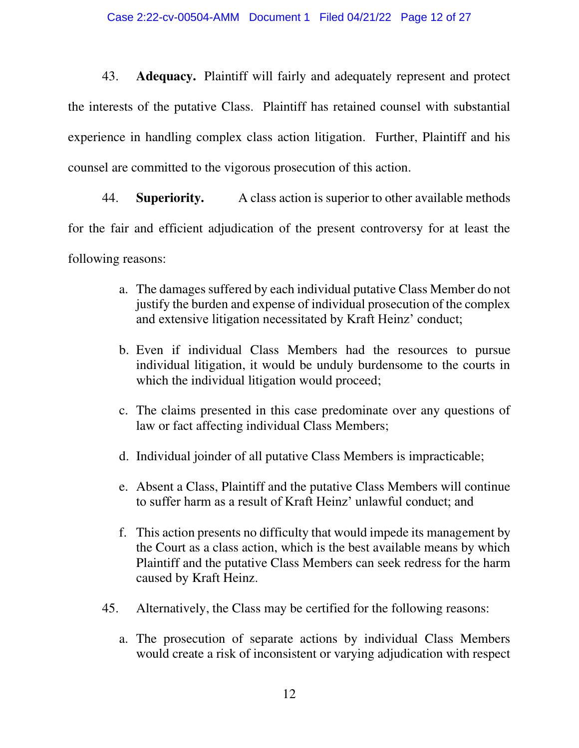43. **Adequacy.** Plaintiff will fairly and adequately represent and protect the interests of the putative Class. Plaintiff has retained counsel with substantial experience in handling complex class action litigation. Further, Plaintiff and his counsel are committed to the vigorous prosecution of this action.

44. **Superiority.** A class action is superior to other available methods for the fair and efficient adjudication of the present controversy for at least the following reasons:

a. The damages suffered by each individual putative Class Member do not justify the burden and expense of individual prosecution of the complex and extensive litigation necessitated by Kraft Heinz' conduct;

b. Even if individual Class Members had the resources to pursue individual litigation, it would be unduly burdensome to the courts in which the individual litigation would proceed;

c. The claims presented in this case predominate over any questions of law or fact affecting individual Class Members;

d. Individual joinder of all putative Class Members is impracticable;

e. Absent a Class, Plaintiff and the putative Class Members will continue to suffer harm as a result of Kraft Heinz' unlawful conduct; and

f. This action presents no difficulty that would impede its management by the Court as a class action, which is the best available means by which Plaintiff and the putative Class Members can seek redress for the harm caused by Kraft Heinz.

45. Alternatively, the Class may be certified for the following reasons:

a. The prosecution of separate actions by individual Class Members would create a risk of inconsistent or varying adjudication with respect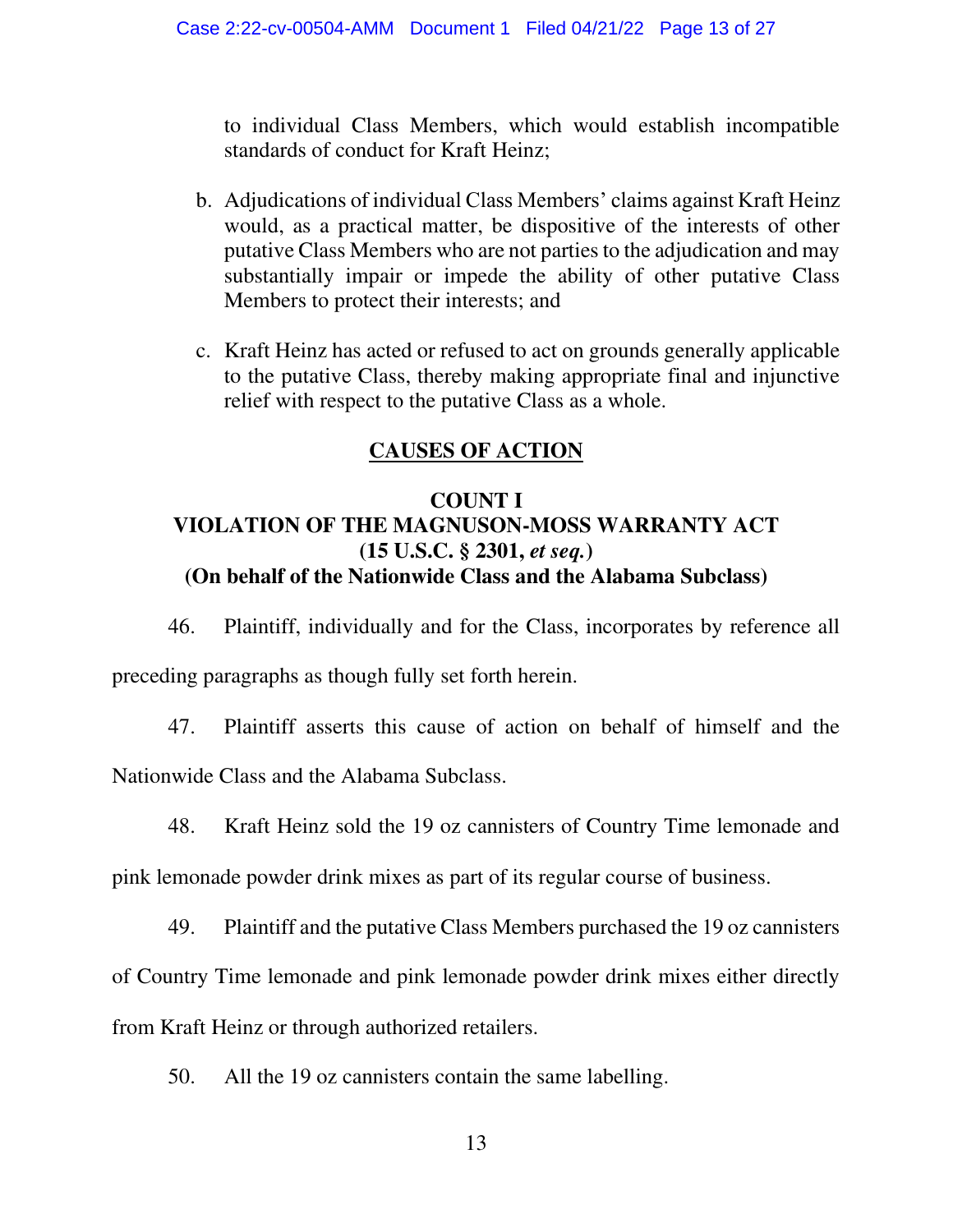to individual Class Members, which would establish incompatible standards of conduct for Kraft Heinz;

b. Adjudications of individual Class Members' claims against Kraft Heinz would, as a practical matter, be dispositive of the interests of other putative Class Members who are not parties to the adjudication and may substantially impair or impede the ability of other putative Class Members to protect their interests; and

c. Kraft Heinz has acted or refused to act on grounds generally applicable to the putative Class, thereby making appropriate final and injunctive relief with respect to the putative Class as a whole.

## CAUSES OF ACTION

### COUNT I
### VIOLATION OF THE MAGNUSON-MOSS WARRANTY ACT
### (15 U.S.C. § 2301, *et seq.*)
### (On behalf of the Nationwide Class and the Alabama Subclass)

46. Plaintiff, individually and for the Class, incorporates by reference all preceding paragraphs as though fully set forth herein.

47. Plaintiff asserts this cause of action on behalf of himself and the Nationwide Class and the Alabama Subclass.

48. Kraft Heinz sold the 19 oz cannisters of Country Time lemonade and pink lemonade powder drink mixes as part of its regular course of business.

49. Plaintiff and the putative Class Members purchased the 19 oz cannisters of Country Time lemonade and pink lemonade powder drink mixes either directly from Kraft Heinz or through authorized retailers.

50. All the 19 oz cannisters contain the same labelling.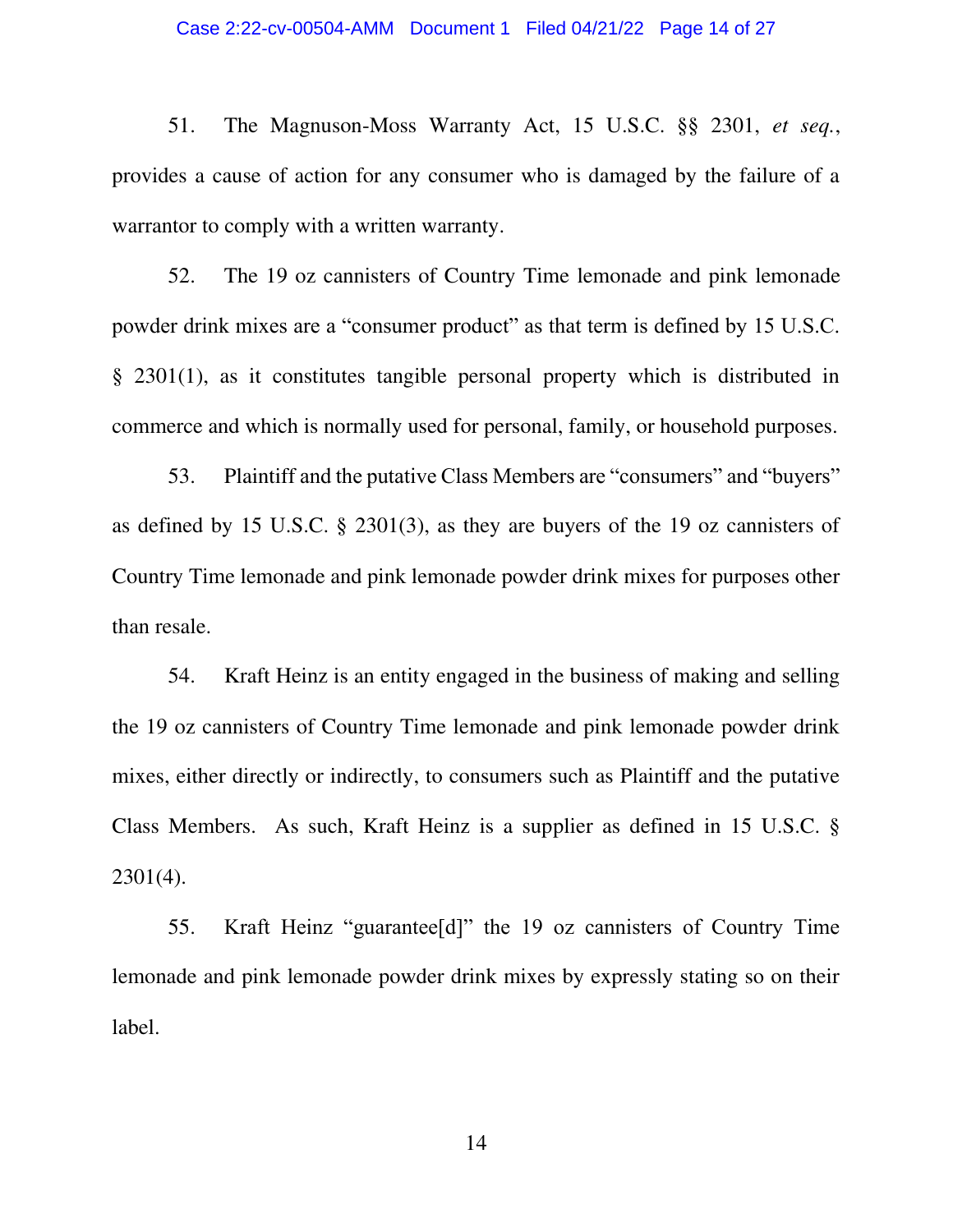51. The Magnuson-Moss Warranty Act, 15 U.S.C. §§ 2301, *et seq.*, provides a cause of action for any consumer who is damaged by the failure of a warrantor to comply with a written warranty.

52. The 19 oz cannisters of Country Time lemonade and pink lemonade powder drink mixes are a "consumer product" as that term is defined by 15 U.S.C. § 2301(1), as it constitutes tangible personal property which is distributed in commerce and which is normally used for personal, family, or household purposes.

53. Plaintiff and the putative Class Members are "consumers" and "buyers" as defined by 15 U.S.C. § 2301(3), as they are buyers of the 19 oz cannisters of Country Time lemonade and pink lemonade powder drink mixes for purposes other than resale.

54. Kraft Heinz is an entity engaged in the business of making and selling the 19 oz cannisters of Country Time lemonade and pink lemonade powder drink mixes, either directly or indirectly, to consumers such as Plaintiff and the putative Class Members. As such, Kraft Heinz is a supplier as defined in 15 U.S.C. § 2301(4).

55. Kraft Heinz "guarantee[d]" the 19 oz cannisters of Country Time lemonade and pink lemonade powder drink mixes by expressly stating so on their label.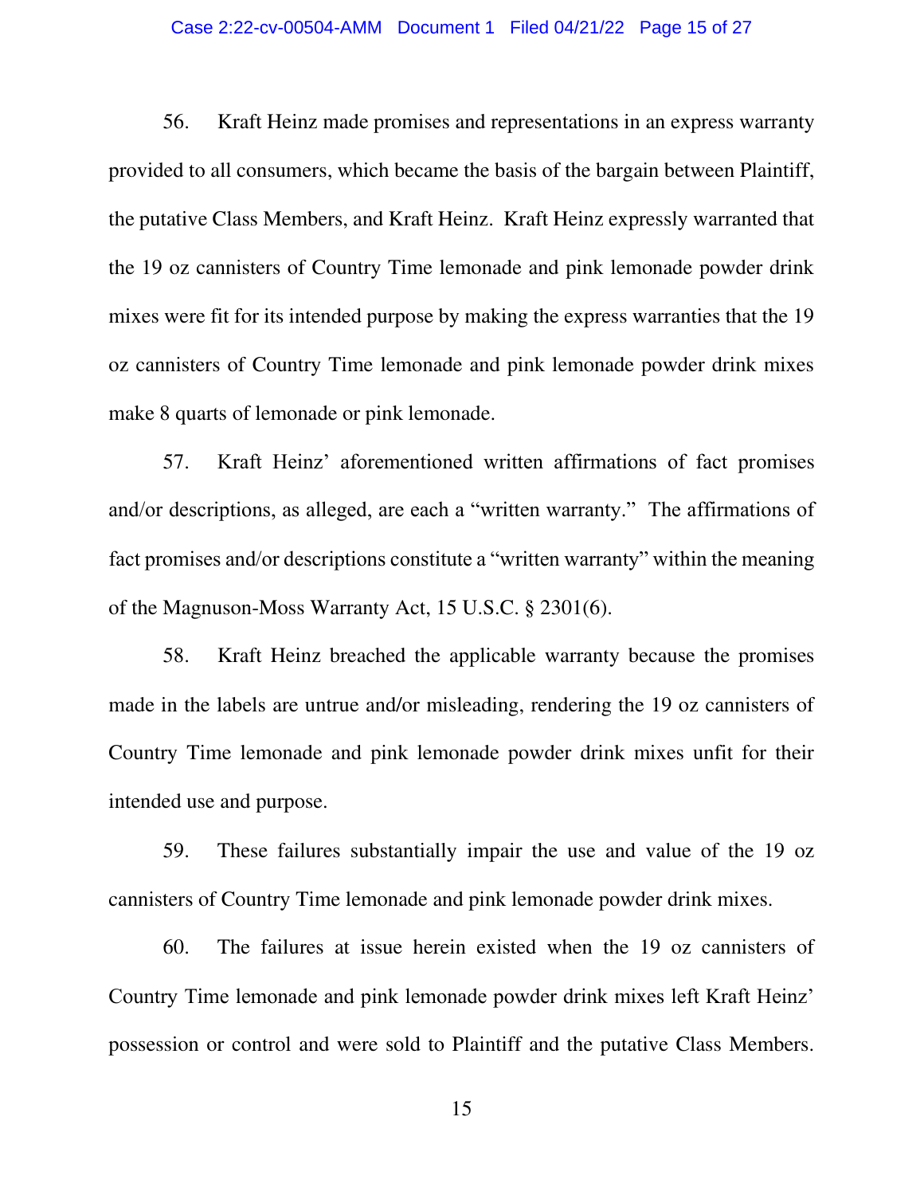56. Kraft Heinz made promises and representations in an express warranty provided to all consumers, which became the basis of the bargain between Plaintiff, the putative Class Members, and Kraft Heinz. Kraft Heinz expressly warranted that the 19 oz cannisters of Country Time lemonade and pink lemonade powder drink mixes were fit for its intended purpose by making the express warranties that the 19 oz cannisters of Country Time lemonade and pink lemonade powder drink mixes make 8 quarts of lemonade or pink lemonade.

57. Kraft Heinz' aforementioned written affirmations of fact promises and/or descriptions, as alleged, are each a "written warranty." The affirmations of fact promises and/or descriptions constitute a "written warranty" within the meaning of the Magnuson-Moss Warranty Act, 15 U.S.C. § 2301(6).

58. Kraft Heinz breached the applicable warranty because the promises made in the labels are untrue and/or misleading, rendering the 19 oz cannisters of Country Time lemonade and pink lemonade powder drink mixes unfit for their intended use and purpose.

59. These failures substantially impair the use and value of the 19 oz cannisters of Country Time lemonade and pink lemonade powder drink mixes.

60. The failures at issue herein existed when the 19 oz cannisters of Country Time lemonade and pink lemonade powder drink mixes left Kraft Heinz' possession or control and were sold to Plaintiff and the putative Class Members.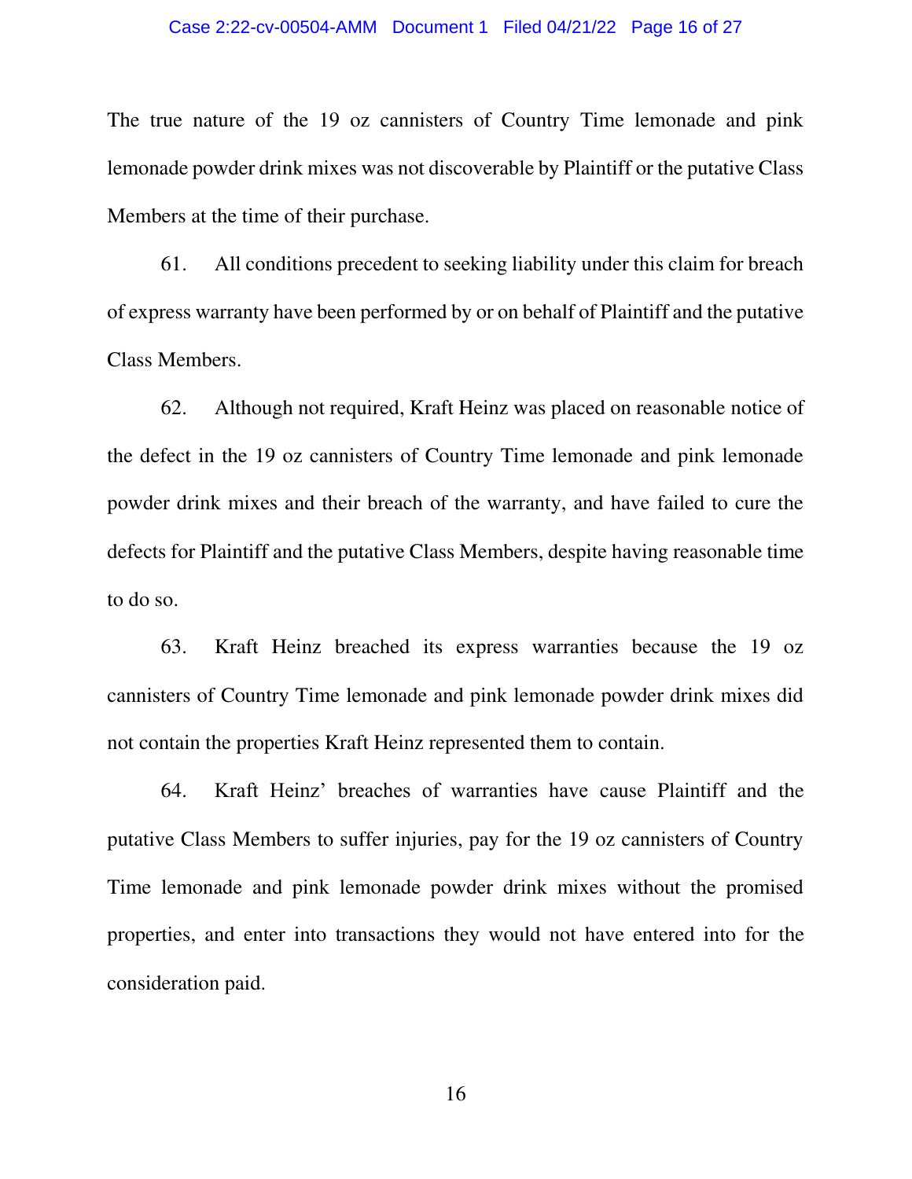The true nature of the 19 oz cannisters of Country Time lemonade and pink lemonade powder drink mixes was not discoverable by Plaintiff or the putative Class Members at the time of their purchase.

61. All conditions precedent to seeking liability under this claim for breach of express warranty have been performed by or on behalf of Plaintiff and the putative Class Members.

62. Although not required, Kraft Heinz was placed on reasonable notice of the defect in the 19 oz cannisters of Country Time lemonade and pink lemonade powder drink mixes and their breach of the warranty, and have failed to cure the defects for Plaintiff and the putative Class Members, despite having reasonable time to do so.

63. Kraft Heinz breached its express warranties because the 19 oz cannisters of Country Time lemonade and pink lemonade powder drink mixes did not contain the properties Kraft Heinz represented them to contain.

64. Kraft Heinz' breaches of warranties have cause Plaintiff and the putative Class Members to suffer injuries, pay for the 19 oz cannisters of Country Time lemonade and pink lemonade powder drink mixes without the promised properties, and enter into transactions they would not have entered into for the consideration paid.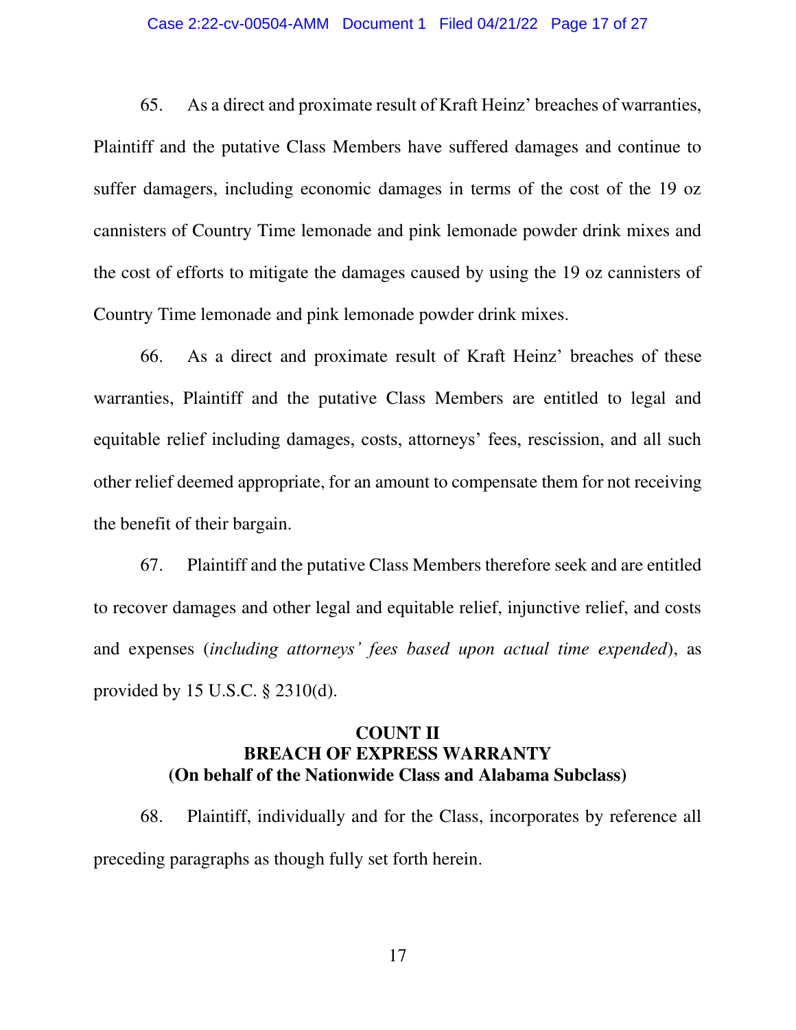65. As a direct and proximate result of Kraft Heinz' breaches of warranties, Plaintiff and the putative Class Members have suffered damages and continue to suffer damagers, including economic damages in terms of the cost of the 19 oz cannisters of Country Time lemonade and pink lemonade powder drink mixes and the cost of efforts to mitigate the damages caused by using the 19 oz cannisters of Country Time lemonade and pink lemonade powder drink mixes.

66. As a direct and proximate result of Kraft Heinz' breaches of these warranties, Plaintiff and the putative Class Members are entitled to legal and equitable relief including damages, costs, attorneys' fees, rescission, and all such other relief deemed appropriate, for an amount to compensate them for not receiving the benefit of their bargain.

67. Plaintiff and the putative Class Members therefore seek and are entitled to recover damages and other legal and equitable relief, injunctive relief, and costs and expenses (*including attorneys' fees based upon actual time expended*), as provided by 15 U.S.C. § 2310(d).

**COUNT II**
**BREACH OF EXPRESS WARRANTY**
**(On behalf of the Nationwide Class and Alabama Subclass)**

68. Plaintiff, individually and for the Class, incorporates by reference all preceding paragraphs as though fully set forth herein.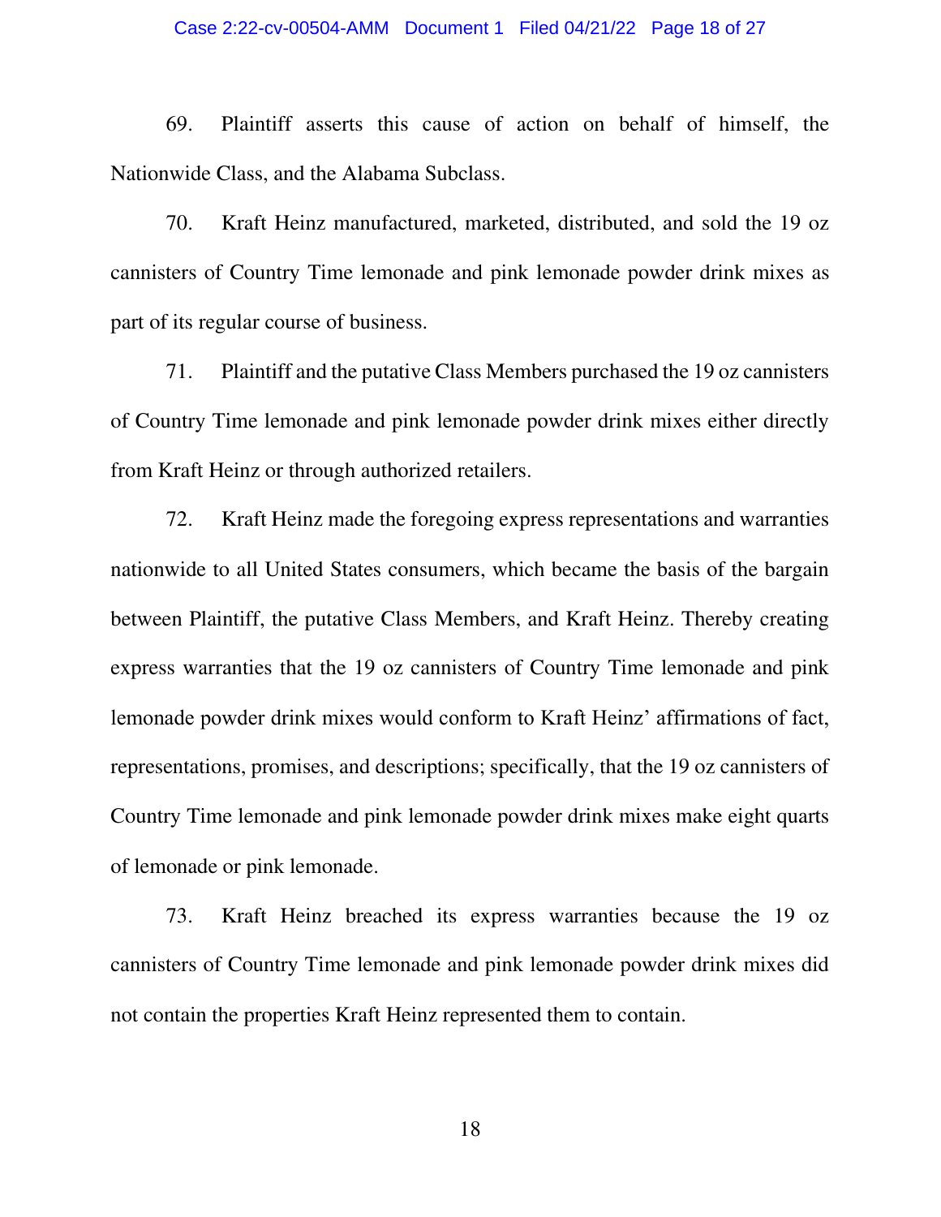69. Plaintiff asserts this cause of action on behalf of himself, the Nationwide Class, and the Alabama Subclass.

70. Kraft Heinz manufactured, marketed, distributed, and sold the 19 oz cannisters of Country Time lemonade and pink lemonade powder drink mixes as part of its regular course of business.

71. Plaintiff and the putative Class Members purchased the 19 oz cannisters of Country Time lemonade and pink lemonade powder drink mixes either directly from Kraft Heinz or through authorized retailers.

72. Kraft Heinz made the foregoing express representations and warranties nationwide to all United States consumers, which became the basis of the bargain between Plaintiff, the putative Class Members, and Kraft Heinz. Thereby creating express warranties that the 19 oz cannisters of Country Time lemonade and pink lemonade powder drink mixes would conform to Kraft Heinz' affirmations of fact, representations, promises, and descriptions; specifically, that the 19 oz cannisters of Country Time lemonade and pink lemonade powder drink mixes make eight quarts of lemonade or pink lemonade.

73. Kraft Heinz breached its express warranties because the 19 oz cannisters of Country Time lemonade and pink lemonade powder drink mixes did not contain the properties Kraft Heinz represented them to contain.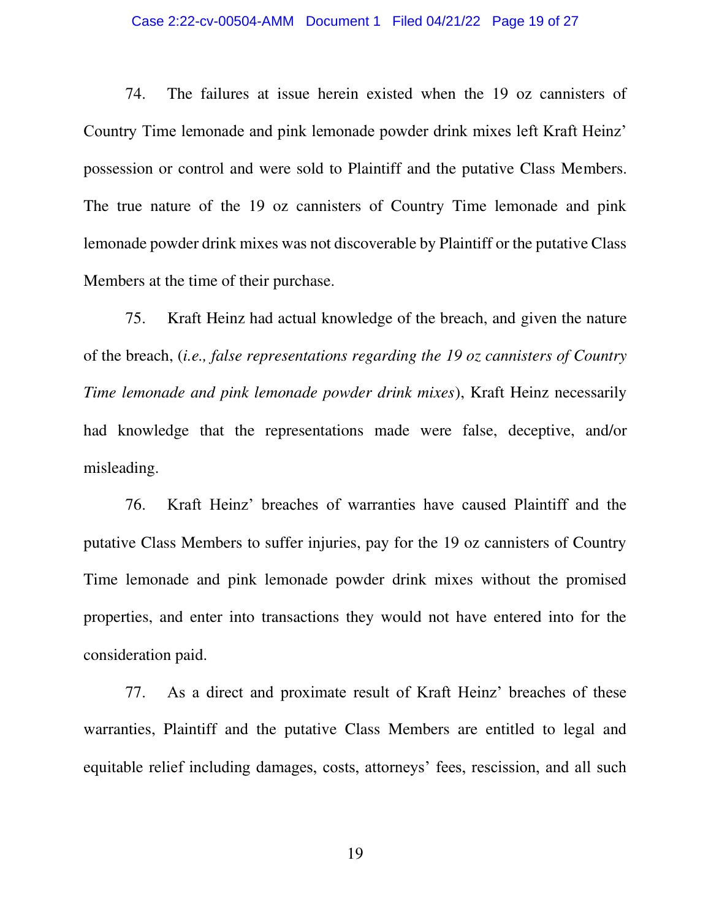74. The failures at issue herein existed when the 19 oz cannisters of Country Time lemonade and pink lemonade powder drink mixes left Kraft Heinz' possession or control and were sold to Plaintiff and the putative Class Members. The true nature of the 19 oz cannisters of Country Time lemonade and pink lemonade powder drink mixes was not discoverable by Plaintiff or the putative Class Members at the time of their purchase.

75. Kraft Heinz had actual knowledge of the breach, and given the nature of the breach, (*i.e., false representations regarding the 19 oz cannisters of Country Time lemonade and pink lemonade powder drink mixes*), Kraft Heinz necessarily had knowledge that the representations made were false, deceptive, and/or misleading.

76. Kraft Heinz' breaches of warranties have caused Plaintiff and the putative Class Members to suffer injuries, pay for the 19 oz cannisters of Country Time lemonade and pink lemonade powder drink mixes without the promised properties, and enter into transactions they would not have entered into for the consideration paid.

77. As a direct and proximate result of Kraft Heinz' breaches of these warranties, Plaintiff and the putative Class Members are entitled to legal and equitable relief including damages, costs, attorneys' fees, rescission, and all such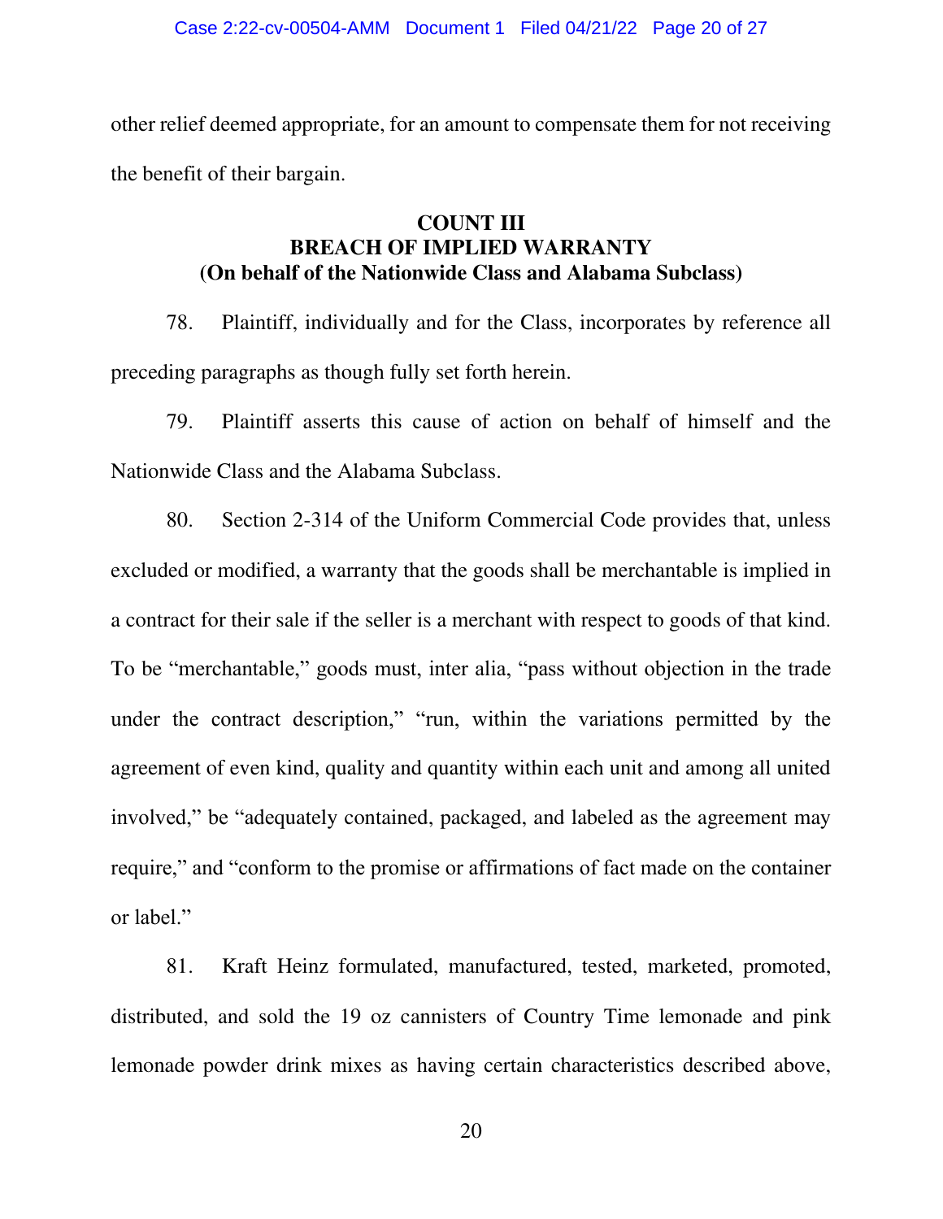other relief deemed appropriate, for an amount to compensate them for not receiving the benefit of their bargain.

**COUNT III**
**BREACH OF IMPLIED WARRANTY**
**(On behalf of the Nationwide Class and Alabama Subclass)**

78. Plaintiff, individually and for the Class, incorporates by reference all preceding paragraphs as though fully set forth herein.

79. Plaintiff asserts this cause of action on behalf of himself and the Nationwide Class and the Alabama Subclass.

80. Section 2-314 of the Uniform Commercial Code provides that, unless excluded or modified, a warranty that the goods shall be merchantable is implied in a contract for their sale if the seller is a merchant with respect to goods of that kind. To be "merchantable," goods must, inter alia, "pass without objection in the trade under the contract description," "run, within the variations permitted by the agreement of even kind, quality and quantity within each unit and among all united involved," be "adequately contained, packaged, and labeled as the agreement may require," and "conform to the promise or affirmations of fact made on the container or label."

81. Kraft Heinz formulated, manufactured, tested, marketed, promoted, distributed, and sold the 19 oz cannisters of Country Time lemonade and pink lemonade powder drink mixes as having certain characteristics described above,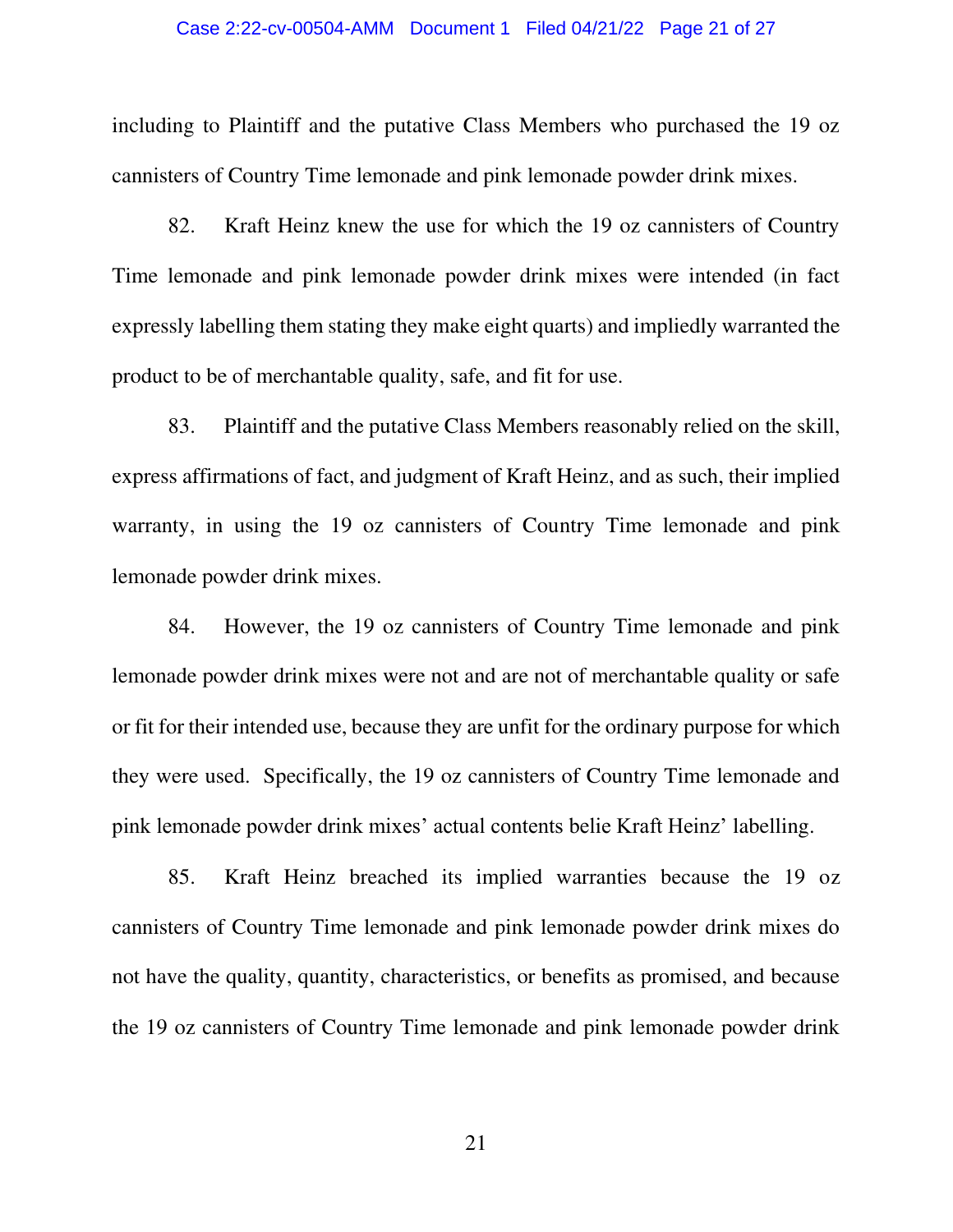including to Plaintiff and the putative Class Members who purchased the 19 oz cannisters of Country Time lemonade and pink lemonade powder drink mixes.

82. Kraft Heinz knew the use for which the 19 oz cannisters of Country Time lemonade and pink lemonade powder drink mixes were intended (in fact expressly labelling them stating they make eight quarts) and impliedly warranted the product to be of merchantable quality, safe, and fit for use.

83. Plaintiff and the putative Class Members reasonably relied on the skill, express affirmations of fact, and judgment of Kraft Heinz, and as such, their implied warranty, in using the 19 oz cannisters of Country Time lemonade and pink lemonade powder drink mixes.

84. However, the 19 oz cannisters of Country Time lemonade and pink lemonade powder drink mixes were not and are not of merchantable quality or safe or fit for their intended use, because they are unfit for the ordinary purpose for which they were used. Specifically, the 19 oz cannisters of Country Time lemonade and pink lemonade powder drink mixes' actual contents belie Kraft Heinz' labelling.

85. Kraft Heinz breached its implied warranties because the 19 oz cannisters of Country Time lemonade and pink lemonade powder drink mixes do not have the quality, quantity, characteristics, or benefits as promised, and because the 19 oz cannisters of Country Time lemonade and pink lemonade powder drink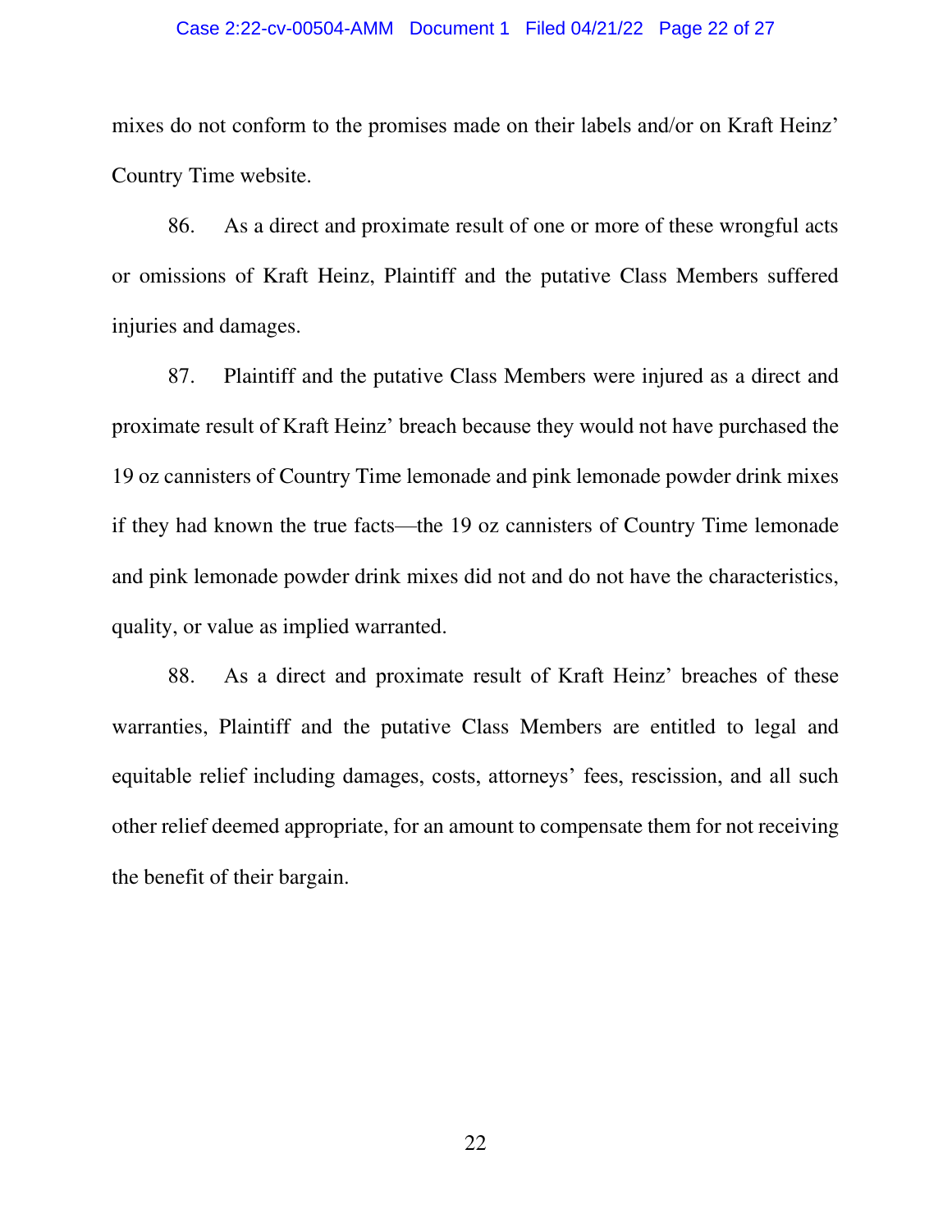mixes do not conform to the promises made on their labels and/or on Kraft Heinz' Country Time website.

86. As a direct and proximate result of one or more of these wrongful acts or omissions of Kraft Heinz, Plaintiff and the putative Class Members suffered injuries and damages.

87. Plaintiff and the putative Class Members were injured as a direct and proximate result of Kraft Heinz' breach because they would not have purchased the 19 oz cannisters of Country Time lemonade and pink lemonade powder drink mixes if they had known the true facts—the 19 oz cannisters of Country Time lemonade and pink lemonade powder drink mixes did not and do not have the characteristics, quality, or value as implied warranted.

88. As a direct and proximate result of Kraft Heinz' breaches of these warranties, Plaintiff and the putative Class Members are entitled to legal and equitable relief including damages, costs, attorneys' fees, rescission, and all such other relief deemed appropriate, for an amount to compensate them for not receiving the benefit of their bargain.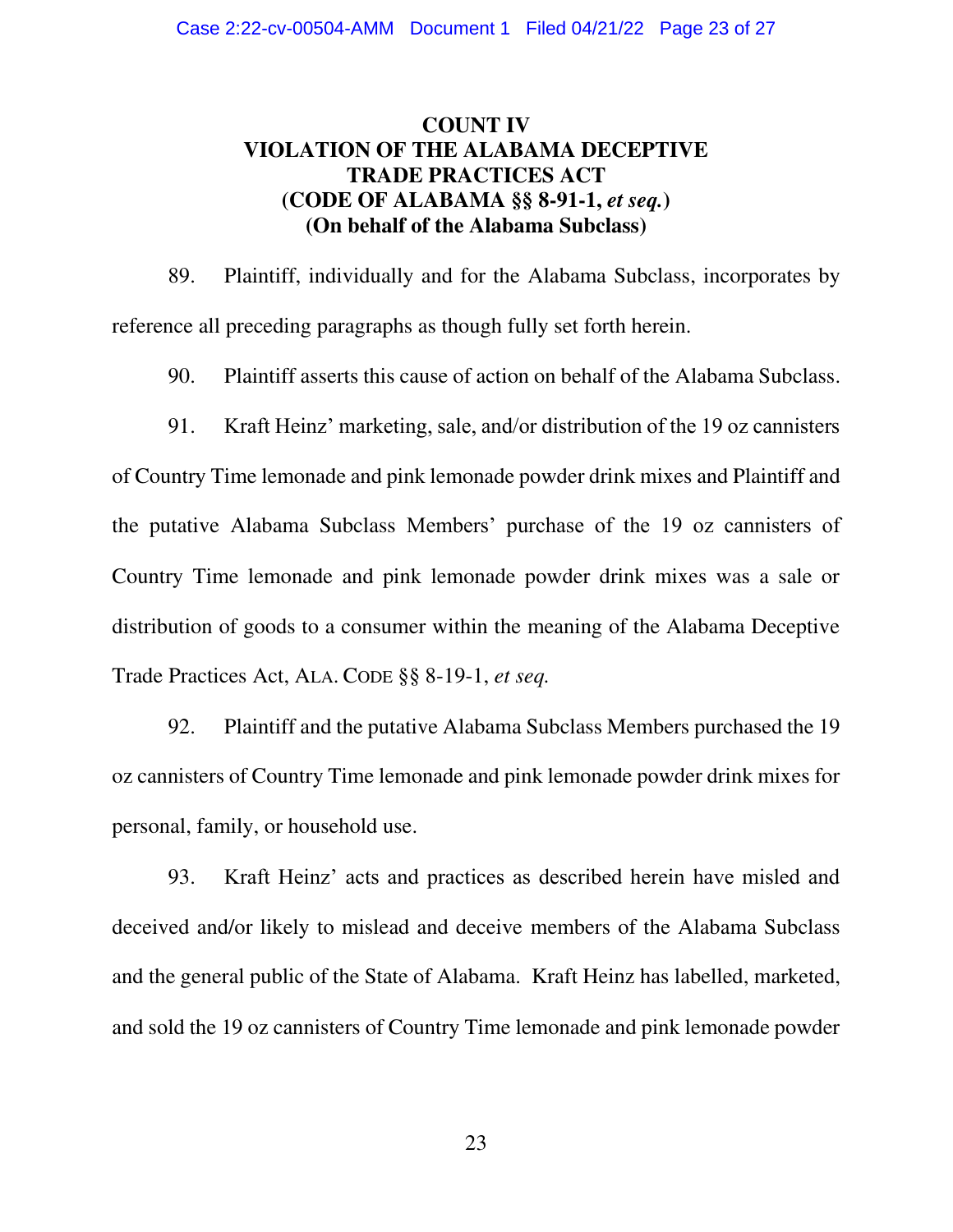# COUNT IV
# VIOLATION OF THE ALABAMA DECEPTIVE TRADE PRACTICES ACT
# (CODE OF ALABAMA §§ 8-91-1, *et seq.*)
# (On behalf of the Alabama Subclass)

89. Plaintiff, individually and for the Alabama Subclass, incorporates by reference all preceding paragraphs as though fully set forth herein.

90. Plaintiff asserts this cause of action on behalf of the Alabama Subclass.

91. Kraft Heinz' marketing, sale, and/or distribution of the 19 oz cannisters of Country Time lemonade and pink lemonade powder drink mixes and Plaintiff and the putative Alabama Subclass Members' purchase of the 19 oz cannisters of Country Time lemonade and pink lemonade powder drink mixes was a sale or distribution of goods to a consumer within the meaning of the Alabama Deceptive Trade Practices Act, ALA. CODE §§ 8-19-1, *et seq.*

92. Plaintiff and the putative Alabama Subclass Members purchased the 19 oz cannisters of Country Time lemonade and pink lemonade powder drink mixes for personal, family, or household use.

93. Kraft Heinz' acts and practices as described herein have misled and deceived and/or likely to mislead and deceive members of the Alabama Subclass and the general public of the State of Alabama. Kraft Heinz has labelled, marketed, and sold the 19 oz cannisters of Country Time lemonade and pink lemonade powder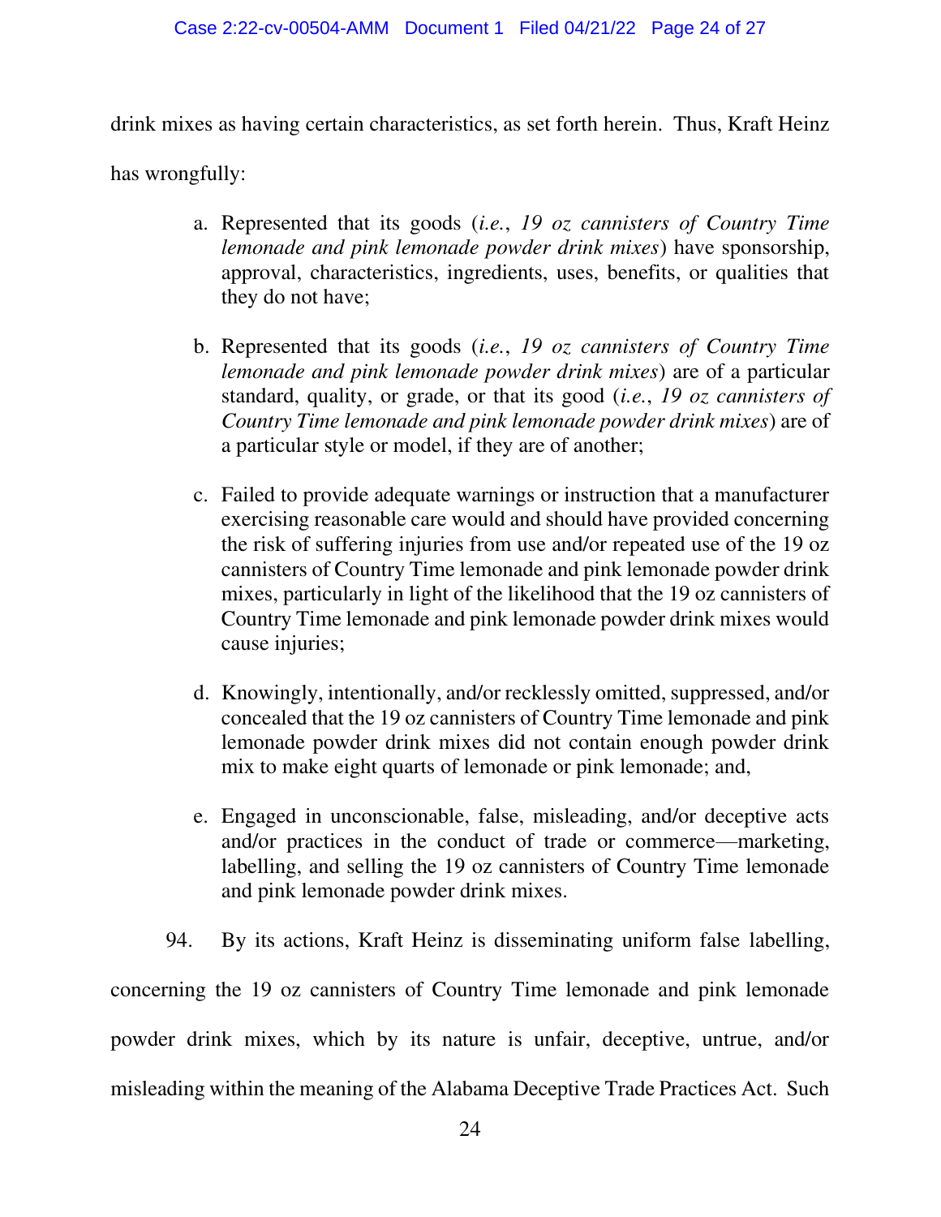drink mixes as having certain characteristics, as set forth herein. Thus, Kraft Heinz has wrongfully:

a. Represented that its goods (*i.e.*, *19 oz cannisters of Country Time lemonade and pink lemonade powder drink mixes*) have sponsorship, approval, characteristics, ingredients, uses, benefits, or qualities that they do not have;

b. Represented that its goods (*i.e.*, *19 oz cannisters of Country Time lemonade and pink lemonade powder drink mixes*) are of a particular standard, quality, or grade, or that its good (*i.e.*, *19 oz cannisters of Country Time lemonade and pink lemonade powder drink mixes*) are of a particular style or model, if they are of another;

c. Failed to provide adequate warnings or instruction that a manufacturer exercising reasonable care would and should have provided concerning the risk of suffering injuries from use and/or repeated use of the 19 oz cannisters of Country Time lemonade and pink lemonade powder drink mixes, particularly in light of the likelihood that the 19 oz cannisters of Country Time lemonade and pink lemonade powder drink mixes would cause injuries;

d. Knowingly, intentionally, and/or recklessly omitted, suppressed, and/or concealed that the 19 oz cannisters of Country Time lemonade and pink lemonade powder drink mixes did not contain enough powder drink mix to make eight quarts of lemonade or pink lemonade; and,

e. Engaged in unconscionable, false, misleading, and/or deceptive acts and/or practices in the conduct of trade or commerce—marketing, labelling, and selling the 19 oz cannisters of Country Time lemonade and pink lemonade powder drink mixes.

94. By its actions, Kraft Heinz is disseminating uniform false labelling, concerning the 19 oz cannisters of Country Time lemonade and pink lemonade powder drink mixes, which by its nature is unfair, deceptive, untrue, and/or misleading within the meaning of the Alabama Deceptive Trade Practices Act. Such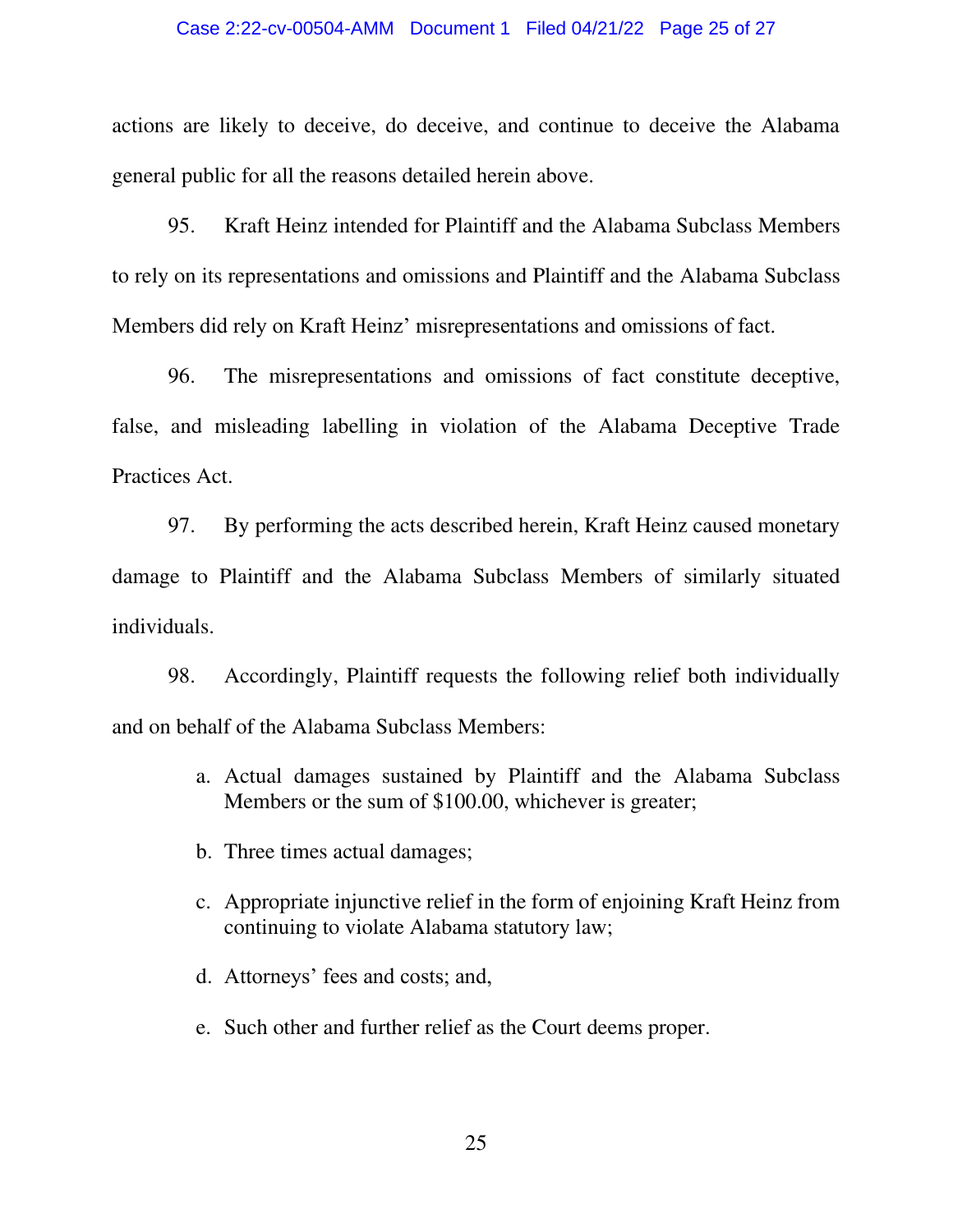actions are likely to deceive, do deceive, and continue to deceive the Alabama general public for all the reasons detailed herein above.

95. Kraft Heinz intended for Plaintiff and the Alabama Subclass Members to rely on its representations and omissions and Plaintiff and the Alabama Subclass Members did rely on Kraft Heinz' misrepresentations and omissions of fact.

96. The misrepresentations and omissions of fact constitute deceptive, false, and misleading labelling in violation of the Alabama Deceptive Trade Practices Act.

97. By performing the acts described herein, Kraft Heinz caused monetary damage to Plaintiff and the Alabama Subclass Members of similarly situated individuals.

98. Accordingly, Plaintiff requests the following relief both individually and on behalf of the Alabama Subclass Members:

a. Actual damages sustained by Plaintiff and the Alabama Subclass Members or the sum of $100.00, whichever is greater;

b. Three times actual damages;

c. Appropriate injunctive relief in the form of enjoining Kraft Heinz from continuing to violate Alabama statutory law;

d. Attorneys' fees and costs; and,

e. Such other and further relief as the Court deems proper.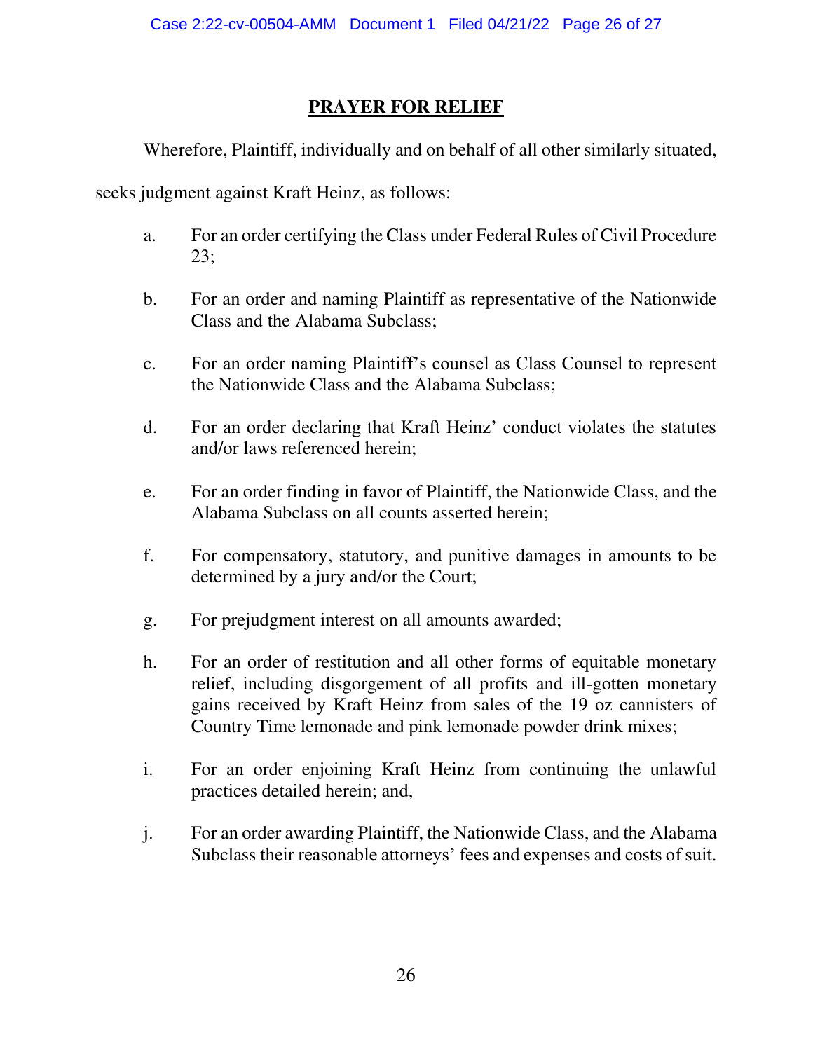## **PRAYER FOR RELIEF**

Wherefore, Plaintiff, individually and on behalf of all other similarly situated, seeks judgment against Kraft Heinz, as follows:

a. For an order certifying the Class under Federal Rules of Civil Procedure 23;

b. For an order and naming Plaintiff as representative of the Nationwide Class and the Alabama Subclass;

c. For an order naming Plaintiff's counsel as Class Counsel to represent the Nationwide Class and the Alabama Subclass;

d. For an order declaring that Kraft Heinz' conduct violates the statutes and/or laws referenced herein;

e. For an order finding in favor of Plaintiff, the Nationwide Class, and the Alabama Subclass on all counts asserted herein;

f. For compensatory, statutory, and punitive damages in amounts to be determined by a jury and/or the Court;

g. For prejudgment interest on all amounts awarded;

h. For an order of restitution and all other forms of equitable monetary relief, including disgorgement of all profits and ill-gotten monetary gains received by Kraft Heinz from sales of the 19 oz cannisters of Country Time lemonade and pink lemonade powder drink mixes;

i. For an order enjoining Kraft Heinz from continuing the unlawful practices detailed herein; and,

j. For an order awarding Plaintiff, the Nationwide Class, and the Alabama Subclass their reasonable attorneys' fees and expenses and costs of suit.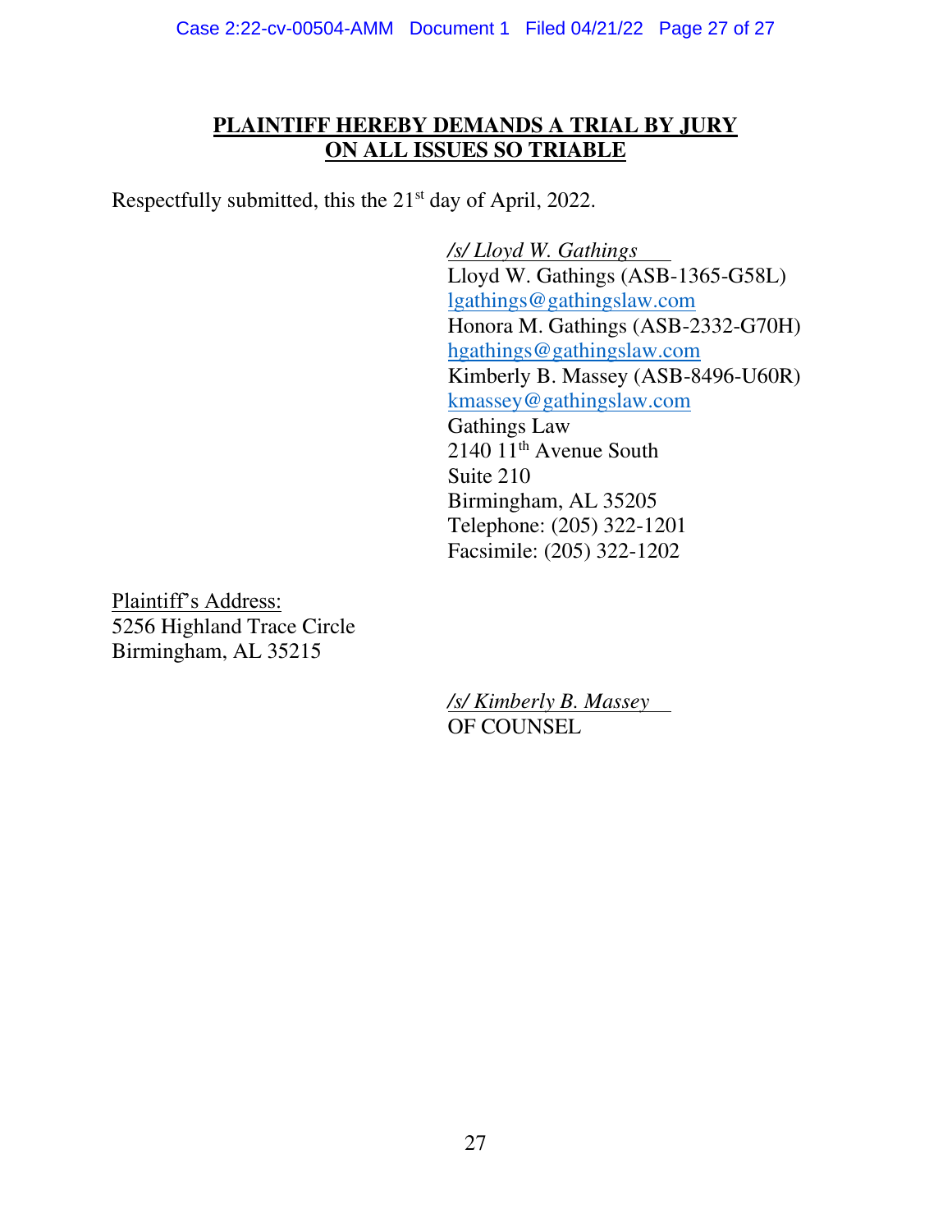**PLAINTIFF HEREBY DEMANDS A TRIAL BY JURY ON ALL ISSUES SO TRIABLE**

Respectfully submitted, this the 21st day of April, 2022.

*/s/ Lloyd W. Gathings*
Lloyd W. Gathings (ASB-1365-G58L)
lgathings@gathingslaw.com
Honora M. Gathings (ASB-2332-G70H)
hgathings@gathingslaw.com
Kimberly B. Massey (ASB-8496-U60R)
kmassey@gathingslaw.com
Gathings Law
2140 11th Avenue South
Suite 210
Birmingham, AL 35205
Telephone: (205) 322-1201
Facsimile: (205) 322-1202

Plaintiff's Address:
5256 Highland Trace Circle
Birmingham, AL 35215

*/s/ Kimberly B. Massey*
OF COUNSEL